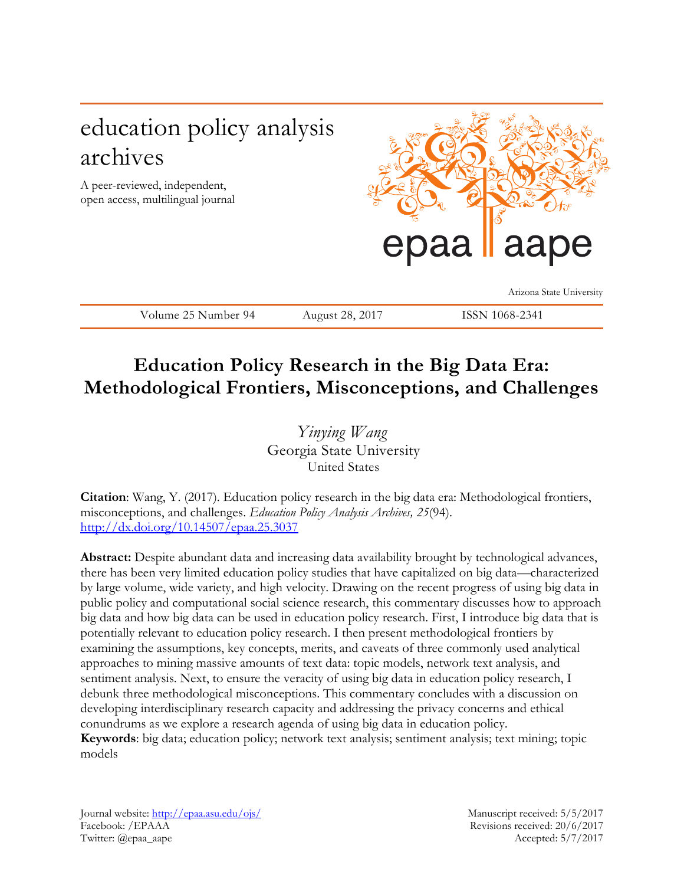# education policy analysis archives

A peer-reviewed, independent, open access, multilingual journal

epaa | aape

Arizona State University

Volume 25 Number 94 August 28, 2017 ISSN 1068-2341

## Education Policy Research in the Big Data Era: Methodological Frontiers, Misconceptions, and Challenges

*Yinying Wang*
Georgia State University
United States

**Citation**: Wang, Y. (2017). Education policy research in the big data era: Methodological frontiers, misconceptions, and challenges. *Education Policy Analysis Archives, 25*(94). http://dx.doi.org/10.14507/epaa.25.3037

**Abstract:** Despite abundant data and increasing data availability brought by technological advances, there has been very limited education policy studies that have capitalized on big data—characterized by large volume, wide variety, and high velocity. Drawing on the recent progress of using big data in public policy and computational social science research, this commentary discusses how to approach big data and how big data can be used in education policy research. First, I introduce big data that is potentially relevant to education policy research. I then present methodological frontiers by examining the assumptions, key concepts, merits, and caveats of three commonly used analytical approaches to mining massive amounts of text data: topic models, network text analysis, and sentiment analysis. Next, to ensure the veracity of using big data in education policy research, I debunk three methodological misconceptions. This commentary concludes with a discussion on developing interdisciplinary research capacity and addressing the privacy concerns and ethical conundrums as we explore a research agenda of using big data in education policy.

**Keywords**: big data; education policy; network text analysis; sentiment analysis; text mining; topic models

Journal website: http://epaa.asu.edu/ojs/
Facebook: /EPAAA
Twitter: @epaa_aape

Manuscript received: 5/5/2017
Revisions received: 20/6/2017
Accepted: 5/7/2017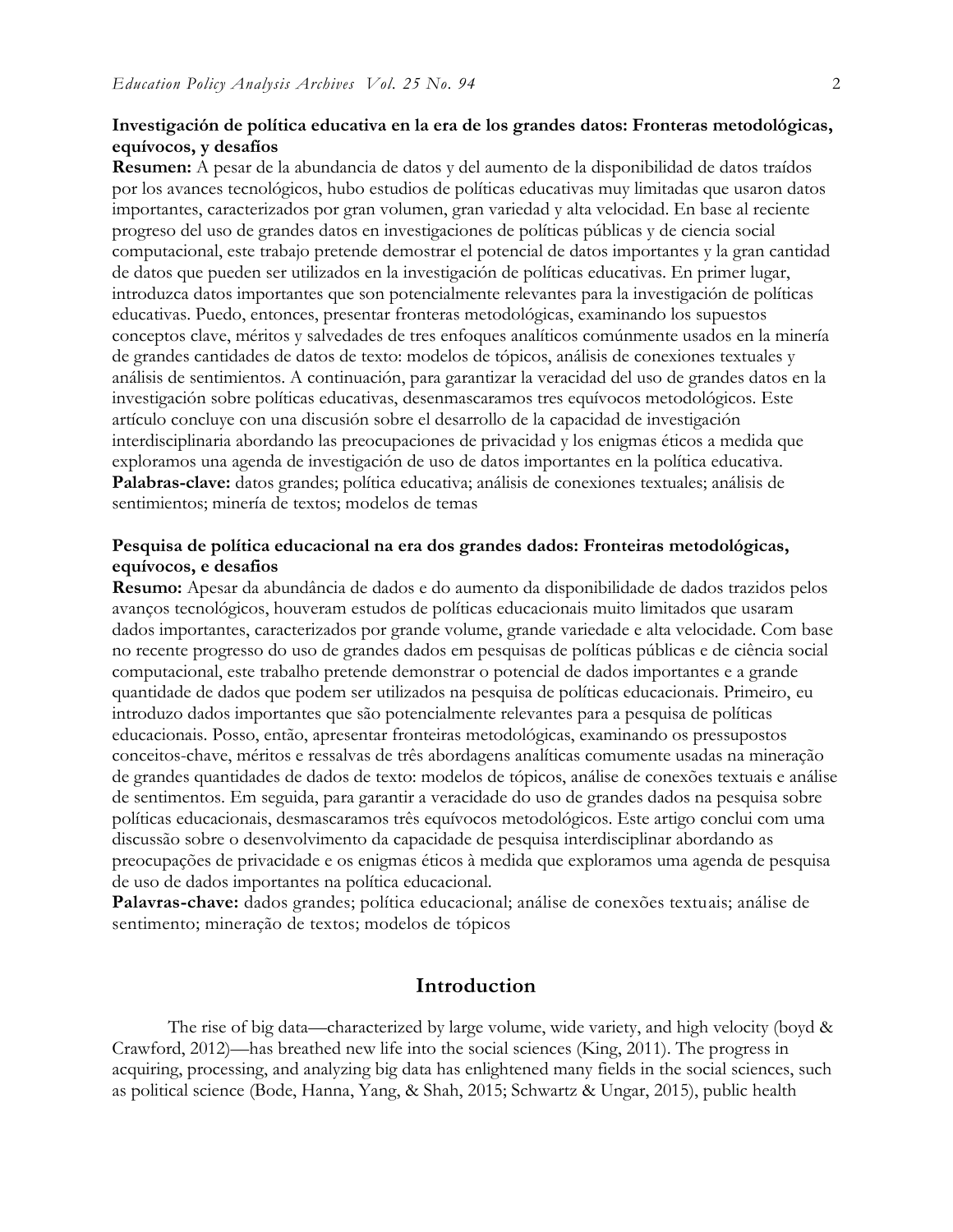**Investigación de política educativa en la era de los grandes datos: Fronteras metodológicas, equívocos, y desafíos**

**Resumen:** A pesar de la abundancia de datos y del aumento de la disponibilidad de datos traídos por los avances tecnológicos, hubo estudios de políticas educativas muy limitados que usaron datos importantes, caracterizados por gran volumen, gran variedad y alta velocidad. En base al reciente progreso del uso de grandes datos en investigaciones de políticas públicas y de ciencia social computacional, este trabajo pretende demostrar el potencial de datos importantes y la gran cantidad de datos que pueden ser utilizados en la investigación de políticas educativas. En primer lugar, introduzca datos importantes que son potencialmente relevantes para la investigación de políticas educativas. Puedo, entonces, presentar fronteras metodológicas, examinando los supuestos conceptos clave, méritos y salvedades de tres enfoques analíticos comúnmente usados en la minería de grandes cantidades de datos de texto: modelos de tópicos, análisis de conexiones textuales y análisis de sentimientos. A continuación, para garantizar la veracidad del uso de grandes datos en la investigación sobre políticas educativas, desenmascaramos tres equívocos metodológicos. Este artículo concluye con una discusión sobre el desarrollo de la capacidad de investigación interdisciplinaria abordando las preocupaciones de privacidad y los enigmas éticos a medida que exploramos una agenda de investigación de uso de datos importantes en la política educativa.

**Palabras-clave:** datos grandes; política educativa; análisis de conexiones textuales; análisis de sentimientos; minería de textos; modelos de temas

**Pesquisa de política educacional na era dos grandes dados: Fronteiras metodológicas, equívocos, e desafios**

**Resumo:** Apesar da abundância de dados e do aumento da disponibilidade de dados trazidos pelos avanços tecnológicos, houveram estudos de políticas educacionais muito limitados que usaram dados importantes, caracterizados por grande volume, grande variedade e alta velocidade. Com base no recente progresso do uso de grandes dados em pesquisas de políticas públicas e de ciência social computacional, este trabalho pretende demonstrar o potencial de dados importantes e a grande quantidade de dados que podem ser utilizados na pesquisa de políticas educacionais. Primeiro, eu introduzo dados importantes que são potencialmente relevantes para a pesquisa de políticas educacionais. Posso, então, apresentar fronteiras metodológicas, examinando os pressupostos conceitos-chave, méritos e ressalvas de três abordagens analíticas comumente usadas na mineração de grandes quantidades de dados de texto: modelos de tópicos, análise de conexões textuais e análise de sentimentos. Em seguida, para garantir a veracidade do uso de grandes dados na pesquisa sobre políticas educacionais, desmascaramos três equívocos metodológicos. Este artigo conclui com uma discussão sobre o desenvolvimento da capacidade de pesquisa interdisciplinar abordando as preocupações de privacidade e os enigmas éticos à medida que exploramos uma agenda de pesquisa de uso de dados importantes na política educacional.

**Palavras-chave:** dados grandes; política educacional; análise de conexões textuais; análise de sentimento; mineração de textos; modelos de tópicos

## Introduction

The rise of big data—characterized by large volume, wide variety, and high velocity (boyd & Crawford, 2012)—has breathed new life into the social sciences (King, 2011). The progress in acquiring, processing, and analyzing big data has enlightened many fields in the social sciences, such as political science (Bode, Hanna, Yang, & Shah, 2015; Schwartz & Ungar, 2015), public health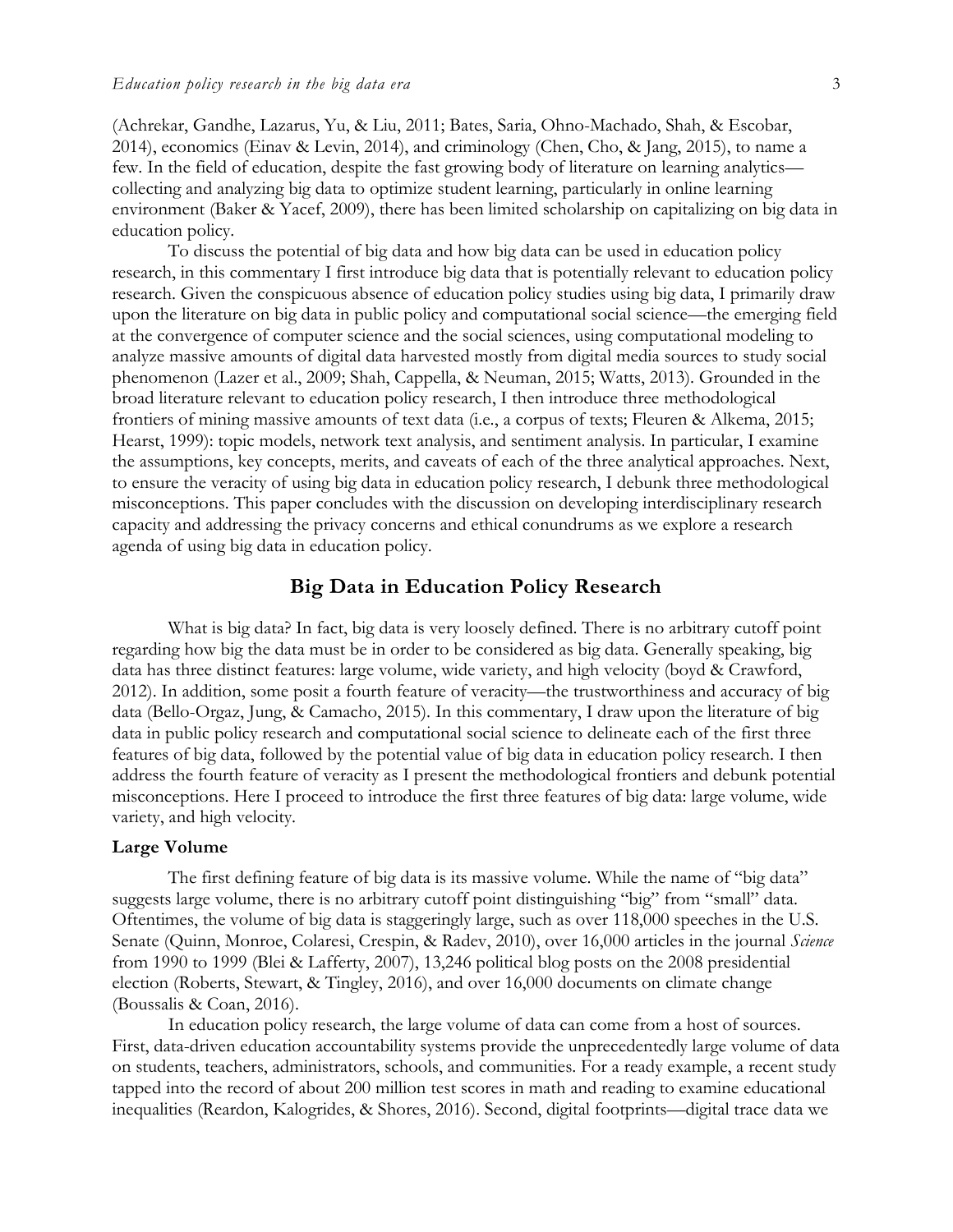(Achrekar, Gandhe, Lazarus, Yu, & Liu, 2011; Bates, Saria, Ohno-Machado, Shah, & Escobar, 2014), economics (Einav & Levin, 2014), and criminology (Chen, Cho, & Jang, 2015), to name a few. In the field of education, despite the fast growing body of literature on learning analytics—collecting and analyzing big data to optimize student learning, particularly in online learning environment (Baker & Yacef, 2009), there has been limited scholarship on capitalizing on big data in education policy.

To discuss the potential of big data and how big data can be used in education policy research, in this commentary I first introduce big data that is potentially relevant to education policy research. Given the conspicuous absence of education policy studies using big data, I primarily draw upon the literature on big data in public policy and computational social science—the emerging field at the convergence of computer science and the social sciences, using computational modeling to analyze massive amounts of digital data harvested mostly from digital media sources to study social phenomenon (Lazer et al., 2009; Shah, Cappella, & Neuman, 2015; Watts, 2013). Grounded in the broad literature relevant to education policy research, I then introduce three methodological frontiers of mining massive amounts of text data (i.e., a corpus of texts; Fleuren & Alkema, 2015; Hearst, 1999): topic models, network text analysis, and sentiment analysis. In particular, I examine the assumptions, key concepts, merits, and caveats of each of the three analytical approaches. Next, to ensure the veracity of using big data in education policy research, I debunk three methodological misconceptions. This paper concludes with the discussion on developing interdisciplinary research capacity and addressing the privacy concerns and ethical conundrums as we explore a research agenda of using big data in education policy.

## Big Data in Education Policy Research

What is big data? In fact, big data is very loosely defined. There is no arbitrary cutoff point regarding how big the data must be in order to be considered as big data. Generally speaking, big data has three distinct features: large volume, wide variety, and high velocity (boyd & Crawford, 2012). In addition, some posit a fourth feature of veracity—the trustworthiness and accuracy of big data (Bello-Orgaz, Jung, & Camacho, 2015). In this commentary, I draw upon the literature of big data in public policy research and computational social science to delineate each of the first three features of big data, followed by the potential value of big data in education policy research. I then address the fourth feature of veracity as I present the methodological frontiers and debunk potential misconceptions. Here I proceed to introduce the first three features of big data: large volume, wide variety, and high velocity.

### Large Volume

The first defining feature of big data is its massive volume. While the name of "big data" suggests large volume, there is no arbitrary cutoff point distinguishing "big" from "small" data. Oftentimes, the volume of big data is staggeringly large, such as over 118,000 speeches in the U.S. Senate (Quinn, Monroe, Colaresi, Crespin, & Radev, 2010), over 16,000 articles in the journal *Science* from 1990 to 1999 (Blei & Lafferty, 2007), 13,246 political blog posts on the 2008 presidential election (Roberts, Stewart, & Tingley, 2016), and over 16,000 documents on climate change (Boussalis & Coan, 2016).

In education policy research, the large volume of data can come from a host of sources. First, data-driven education accountability systems provide the unprecedentedly large volume of data on students, teachers, administrators, schools, and communities. For a ready example, a recent study tapped into the record of about 200 million test scores in math and reading to examine educational inequalities (Reardon, Kalogrides, & Shores, 2016). Second, digital footprints—digital trace data we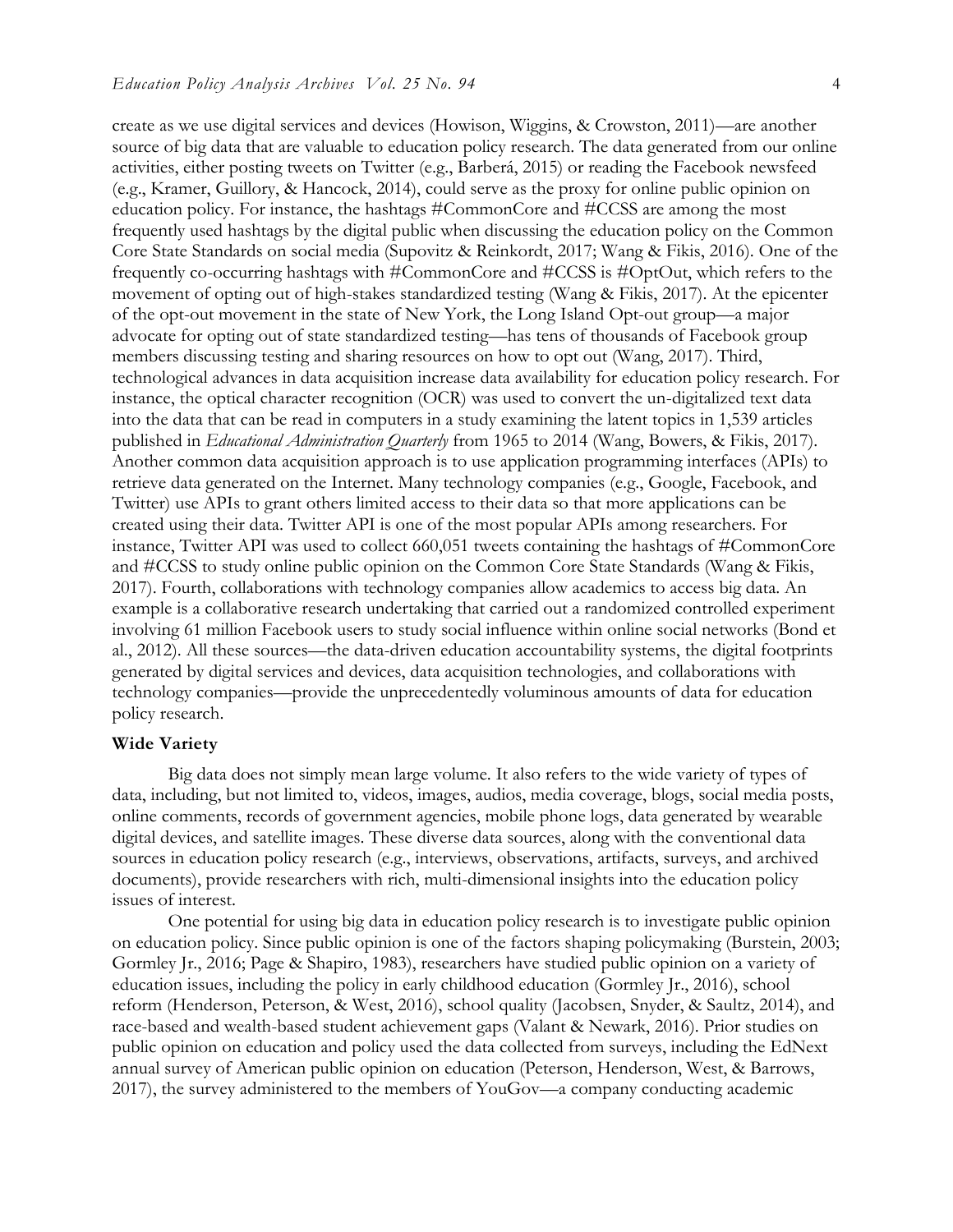create as we use digital services and devices (Howison, Wiggins, & Crowston, 2011)—are another source of big data that are valuable to education policy research. The data generated from our online activities, either posting tweets on Twitter (e.g., Barberá, 2015) or reading the Facebook newsfeed (e.g., Kramer, Guillory, & Hancock, 2014), could serve as the proxy for online public opinion on education policy. For instance, the hashtags #CommonCore and #CCSS are among the most frequently used hashtags by the digital public when discussing the education policy on the Common Core State Standards on social media (Supovitz & Reinkordt, 2017; Wang & Fikis, 2016). One of the frequently co-occurring hashtags with #CommonCore and #CCSS is #OptOut, which refers to the movement of opting out of high-stakes standardized testing (Wang & Fikis, 2017). At the epicenter of the opt-out movement in the state of New York, the Long Island Opt-out group—a major advocate for opting out of state standardized testing—has tens of thousands of Facebook group members discussing testing and sharing resources on how to opt out (Wang, 2017). Third, technological advances in data acquisition increase data availability for education policy research. For instance, the optical character recognition (OCR) was used to convert the un-digitalized text data into the data that can be read in computers in a study examining the latent topics in 1,539 articles published in *Educational Administration Quarterly* from 1965 to 2014 (Wang, Bowers, & Fikis, 2017). Another common data acquisition approach is to use application programming interfaces (APIs) to retrieve data generated on the Internet. Many technology companies (e.g., Google, Facebook, and Twitter) use APIs to grant others limited access to their data so that more applications can be created using their data. Twitter API is one of the most popular APIs among researchers. For instance, Twitter API was used to collect 660,051 tweets containing the hashtags of #CommonCore and #CCSS to study online public opinion on the Common Core State Standards (Wang & Fikis, 2017). Fourth, collaborations with technology companies allow academics to access big data. An example is a collaborative research undertaking that carried out a randomized controlled experiment involving 61 million Facebook users to study social influence within online social networks (Bond et al., 2012). All these sources—the data-driven education accountability systems, the digital footprints generated by digital services and devices, data acquisition technologies, and collaborations with technology companies—provide the unprecedentedly voluminous amounts of data for education policy research.

**Wide Variety**

Big data does not simply mean large volume. It also refers to the wide variety of types of data, including, but not limited to, videos, images, audios, media coverage, blogs, social media posts, online comments, records of government agencies, mobile phone logs, data generated by wearable digital devices, and satellite images. These diverse data sources, along with the conventional data sources in education policy research (e.g., interviews, observations, artifacts, surveys, and archived documents), provide researchers with rich, multi-dimensional insights into the education policy issues of interest.

One potential for using big data in education policy research is to investigate public opinion on education policy. Since public opinion is one of the factors shaping policymaking (Burstein, 2003; Gormley Jr., 2016; Page & Shapiro, 1983), researchers have studied public opinion on a variety of education issues, including the policy in early childhood education (Gormley Jr., 2016), school reform (Henderson, Peterson, & West, 2016), school quality (Jacobsen, Snyder, & Saultz, 2014), and race-based and wealth-based student achievement gaps (Valant & Newark, 2016). Prior studies on public opinion on education and policy used the data collected from surveys, including the EdNext annual survey of American public opinion on education (Peterson, Henderson, West, & Barrows, 2017), the survey administered to the members of YouGov—a company conducting academic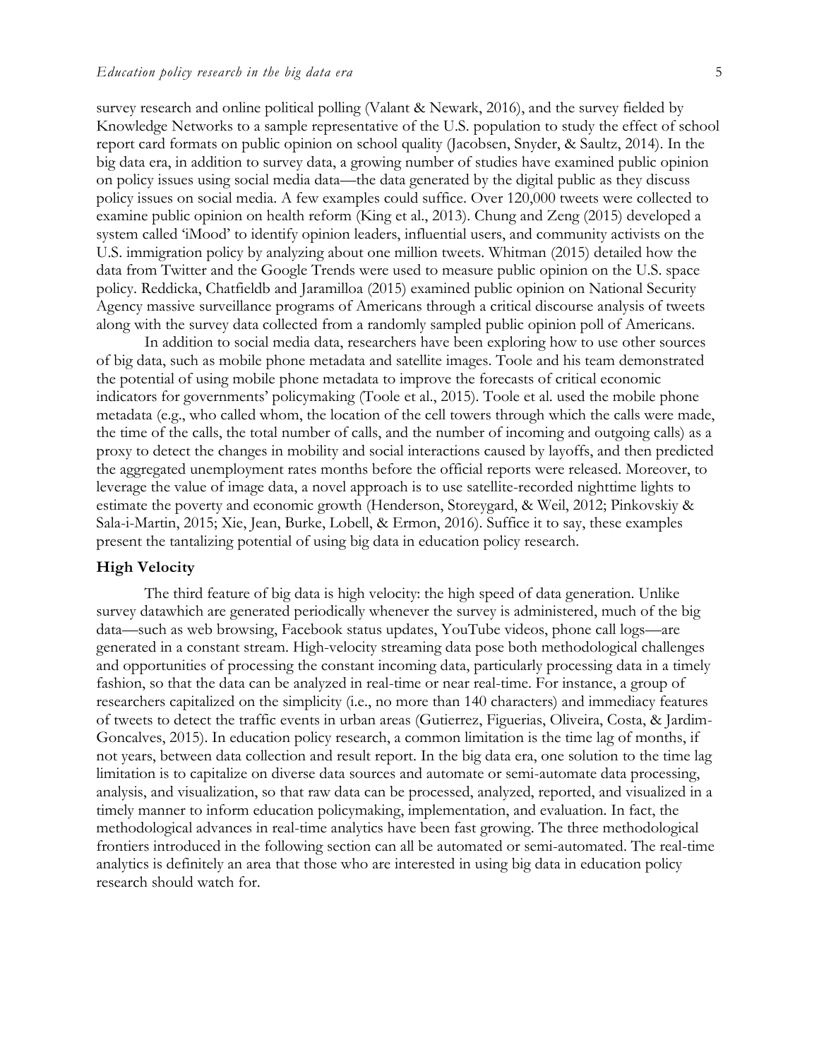survey research and online political polling (Valant & Newark, 2016), and the survey fielded by Knowledge Networks to a sample representative of the U.S. population to study the effect of school report card formats on public opinion on school quality (Jacobsen, Snyder, & Saultz, 2014). In the big data era, in addition to survey data, a growing number of studies have examined public opinion on policy issues using social media data—the data generated by the digital public as they discuss policy issues on social media. A few examples could suffice. Over 120,000 tweets were collected to examine public opinion on health reform (King et al., 2013). Chung and Zeng (2015) developed a system called 'iMood' to identify opinion leaders, influential users, and community activists on the U.S. immigration policy by analyzing about one million tweets. Whitman (2015) detailed how the data from Twitter and the Google Trends were used to measure public opinion on the U.S. space policy. Reddicka, Chatfieldb and Jaramilloa (2015) examined public opinion on National Security Agency massive surveillance programs of Americans through a critical discourse analysis of tweets along with the survey data collected from a randomly sampled public opinion poll of Americans.

In addition to social media data, researchers have been exploring how to use other sources of big data, such as mobile phone metadata and satellite images. Toole and his team demonstrated the potential of using mobile phone metadata to improve the forecasts of critical economic indicators for governments' policymaking (Toole et al., 2015). Toole et al. used the mobile phone metadata (e.g., who called whom, the location of the cell towers through which the calls were made, the time of the calls, the total number of calls, and the number of incoming and outgoing calls) as a proxy to detect the changes in mobility and social interactions caused by layoffs, and then predicted the aggregated unemployment rates months before the official reports were released. Moreover, to leverage the value of image data, a novel approach is to use satellite-recorded nighttime lights to estimate the poverty and economic growth (Henderson, Storeygard, & Weil, 2012; Pinkovskiy & Sala-i-Martin, 2015; Xie, Jean, Burke, Lobell, & Ermon, 2016). Suffice it to say, these examples present the tantalizing potential of using big data in education policy research.

### High Velocity

The third feature of big data is high velocity: the high speed of data generation. Unlike survey datawhich are generated periodically whenever the survey is administered, much of the big data—such as web browsing, Facebook status updates, YouTube videos, phone call logs—are generated in a constant stream. High-velocity streaming data pose both methodological challenges and opportunities of processing the constant incoming data, particularly processing data in a timely fashion, so that the data can be analyzed in real-time or near real-time. For instance, a group of researchers capitalized on the simplicity (i.e., no more than 140 characters) and immediacy features of tweets to detect the traffic events in urban areas (Gutierrez, Figuerias, Oliveira, Costa, & Jardim-Goncalves, 2015). In education policy research, a common limitation is the time lag of months, if not years, between data collection and result report. In the big data era, one solution to the time lag limitation is to capitalize on diverse data sources and automate or semi-automate data processing, analysis, and visualization, so that raw data can be processed, analyzed, reported, and visualized in a timely manner to inform education policymaking, implementation, and evaluation. In fact, the methodological advances in real-time analytics have been fast growing. The three methodological frontiers introduced in the following section can all be automated or semi-automated. The real-time analytics is definitely an area that those who are interested in using big data in education policy research should watch for.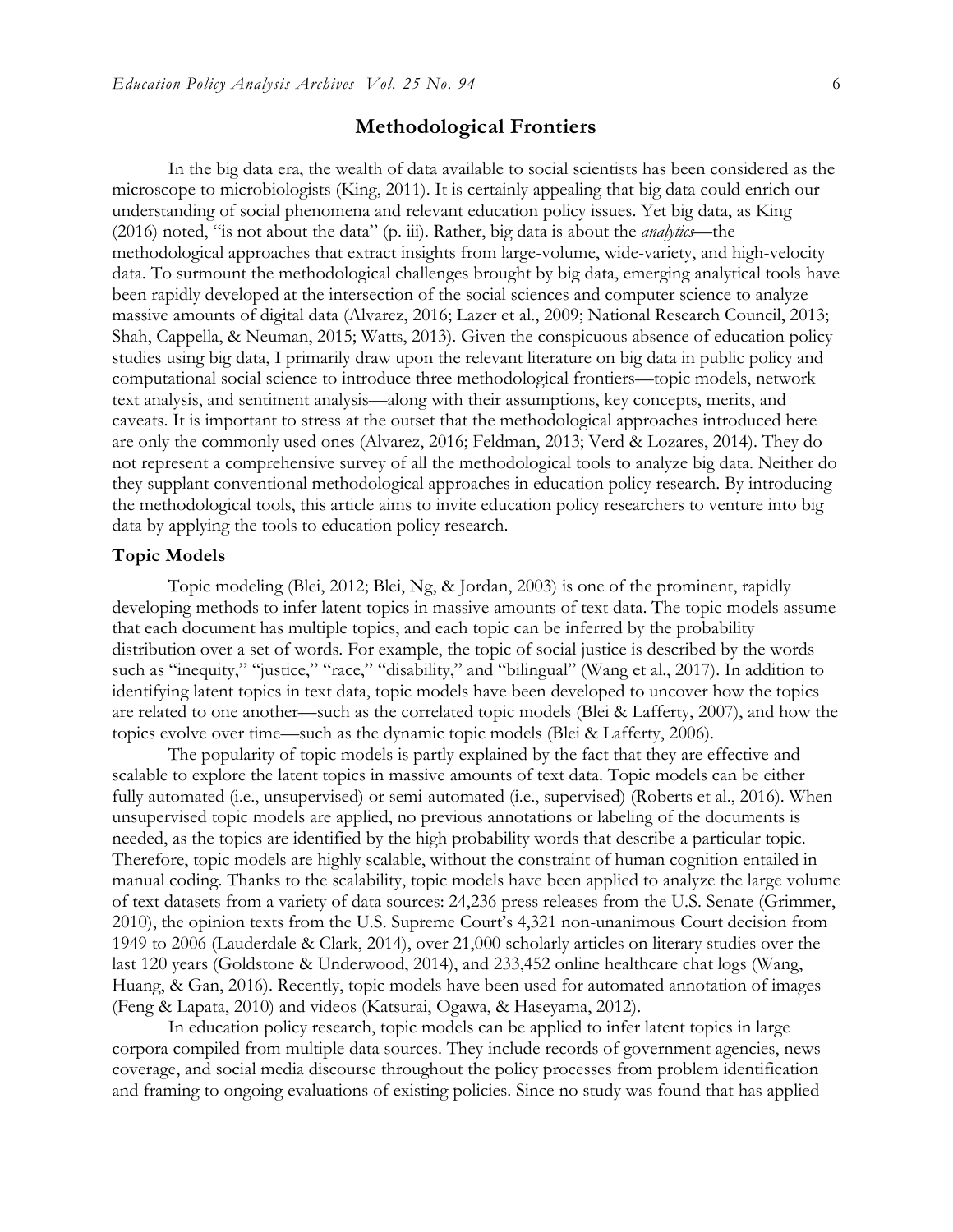## Methodological Frontiers

In the big data era, the wealth of data available to social scientists has been considered as the microscope to microbiologists (King, 2011). It is certainly appealing that big data could enrich our understanding of social phenomena and relevant education policy issues. Yet big data, as King (2016) noted, "is not about the data" (p. iii). Rather, big data is about the *analytics*—the methodological approaches that extract insights from large-volume, wide-variety, and high-velocity data. To surmount the methodological challenges brought by big data, emerging analytical tools have been rapidly developed at the intersection of the social sciences and computer science to analyze massive amounts of digital data (Alvarez, 2016; Lazer et al., 2009; National Research Council, 2013; Shah, Cappella, & Neuman, 2015; Watts, 2013). Given the conspicuous absence of education policy studies using big data, I primarily draw upon the relevant literature on big data in public policy and computational social science to introduce three methodological frontiers—topic models, network text analysis, and sentiment analysis—along with their assumptions, key concepts, merits, and caveats. It is important to stress at the outset that the methodological approaches introduced here are only the commonly used ones (Alvarez, 2016; Feldman, 2013; Verd & Lozares, 2014). They do not represent a comprehensive survey of all the methodological tools to analyze big data. Neither do they supplant conventional methodological approaches in education policy research. By introducing the methodological tools, this article aims to invite education policy researchers to venture into big data by applying the tools to education policy research.

### Topic Models

Topic modeling (Blei, 2012; Blei, Ng, & Jordan, 2003) is one of the prominent, rapidly developing methods to infer latent topics in massive amounts of text data. The topic models assume that each document has multiple topics, and each topic can be inferred by the probability distribution over a set of words. For example, the topic of social justice is described by the words such as "inequity," "justice," "race," "disability," and "bilingual" (Wang et al., 2017). In addition to identifying latent topics in text data, topic models have been developed to uncover how the topics are related to one another—such as the correlated topic models (Blei & Lafferty, 2007), and how the topics evolve over time—such as the dynamic topic models (Blei & Lafferty, 2006).

The popularity of topic models is partly explained by the fact that they are effective and scalable to explore the latent topics in massive amounts of text data. Topic models can be either fully automated (i.e., unsupervised) or semi-automated (i.e., supervised) (Roberts et al., 2016). When unsupervised topic models are applied, no previous annotations or labeling of the documents is needed, as the topics are identified by the high probability words that describe a particular topic. Therefore, topic models are highly scalable, without the constraint of human cognition entailed in manual coding. Thanks to the scalability, topic models have been applied to analyze the large volume of text datasets from a variety of data sources: 24,236 press releases from the U.S. Senate (Grimmer, 2010), the opinion texts from the U.S. Supreme Court's 4,321 non-unanimous Court decision from 1949 to 2006 (Lauderdale & Clark, 2014), over 21,000 scholarly articles on literary studies over the last 120 years (Goldstone & Underwood, 2014), and 233,452 online healthcare chat logs (Wang, Huang, & Gan, 2016). Recently, topic models have been used for automated annotation of images (Feng & Lapata, 2010) and videos (Katsurai, Ogawa, & Haseyama, 2012).

In education policy research, topic models can be applied to infer latent topics in large corpora compiled from multiple data sources. They include records of government agencies, news coverage, and social media discourse throughout the policy processes from problem identification and framing to ongoing evaluations of existing policies. Since no study was found that has applied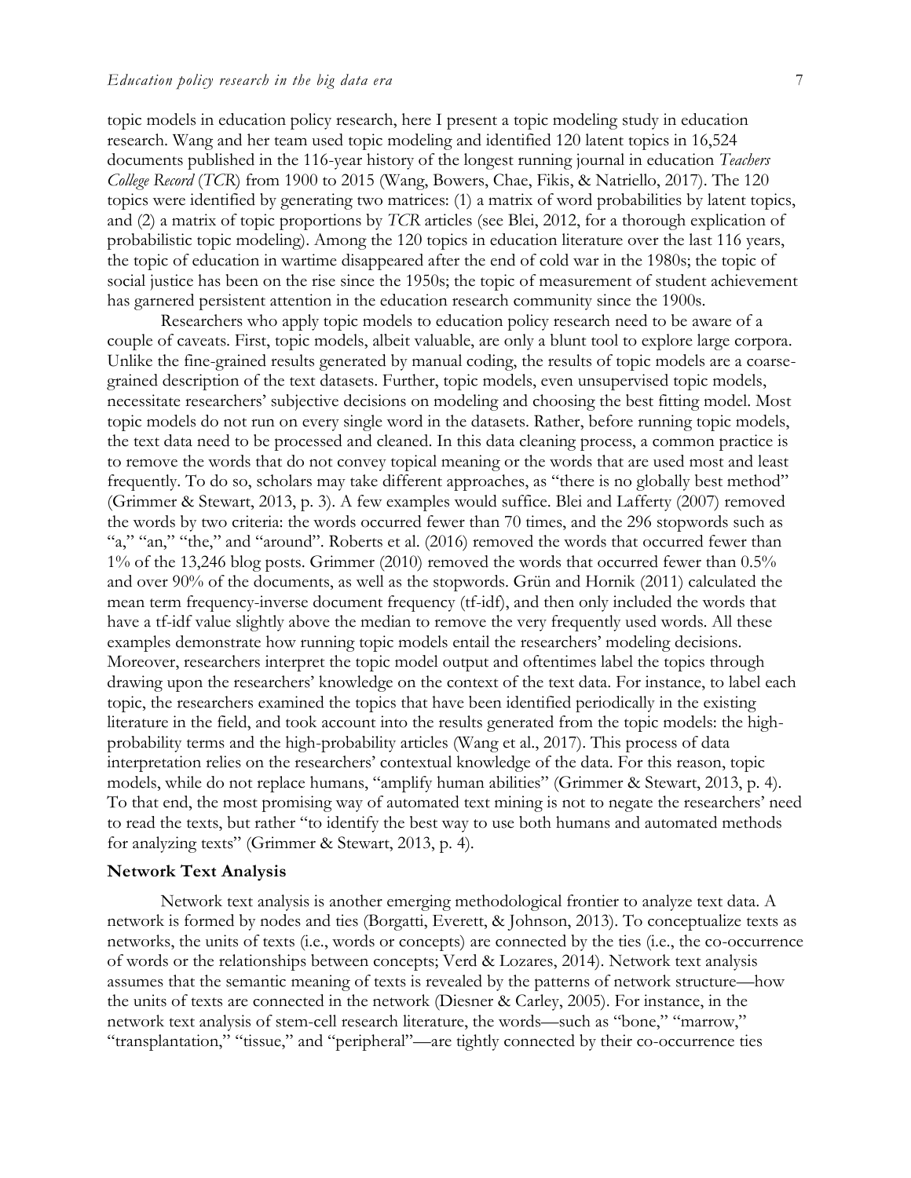topic models in education policy research, here I present a topic modeling study in education research. Wang and her team used topic modeling and identified 120 latent topics in 16,524 documents published in the 116-year history of the longest running journal in education *Teachers College Record* (*TCR*) from 1900 to 2015 (Wang, Bowers, Chae, Fikis, & Natriello, 2017). The 120 topics were identified by generating two matrices: (1) a matrix of word probabilities by latent topics, and (2) a matrix of topic proportions by *TCR* articles (see Blei, 2012, for a thorough explication of probabilistic topic modeling). Among the 120 topics in education literature over the last 116 years, the topic of education in wartime disappeared after the end of cold war in the 1980s; the topic of social justice has been on the rise since the 1950s; the topic of measurement of student achievement has garnered persistent attention in the education research community since the 1900s.

Researchers who apply topic models to education policy research need to be aware of a couple of caveats. First, topic models, albeit valuable, are only a blunt tool to explore large corpora. Unlike the fine-grained results generated by manual coding, the results of topic models are a coarse-grained description of the text datasets. Further, topic models, even unsupervised topic models, necessitate researchers' subjective decisions on modeling and choosing the best fitting model. Most topic models do not run on every single word in the datasets. Rather, before running topic models, the text data need to be processed and cleaned. In this data cleaning process, a common practice is to remove the words that do not convey topical meaning or the words that are used most and least frequently. To do so, scholars may take different approaches, as "there is no globally best method" (Grimmer & Stewart, 2013, p. 3). A few examples would suffice. Blei and Lafferty (2007) removed the words by two criteria: the words occurred fewer than 70 times, and the 296 stopwords such as "a," "an," "the," and "around". Roberts et al. (2016) removed the words that occurred fewer than 1% of the 13,246 blog posts. Grimmer (2010) removed the words that occurred fewer than 0.5% and over 90% of the documents, as well as the stopwords. Grün and Hornik (2011) calculated the mean term frequency-inverse document frequency (tf-idf), and then only included the words that have a tf-idf value slightly above the median to remove the very frequently used words. All these examples demonstrate how running topic models entail the researchers' modeling decisions. Moreover, researchers interpret the topic model output and oftentimes label the topics through drawing upon the researchers' knowledge on the context of the text data. For instance, to label each topic, the researchers examined the topics that have been identified periodically in the existing literature in the field, and took account into the results generated from the topic models: the high-probability terms and the high-probability articles (Wang et al., 2017). This process of data interpretation relies on the researchers' contextual knowledge of the data. For this reason, topic models, while do not replace humans, "amplify human abilities" (Grimmer & Stewart, 2013, p. 4). To that end, the most promising way of automated text mining is not to negate the researchers' need to read the texts, but rather "to identify the best way to use both humans and automated methods for analyzing texts" (Grimmer & Stewart, 2013, p. 4).

### Network Text Analysis

Network text analysis is another emerging methodological frontier to analyze text data. A network is formed by nodes and ties (Borgatti, Everett, & Johnson, 2013). To conceptualize texts as networks, the units of texts (i.e., words or concepts) are connected by the ties (i.e., the co-occurrence of words or the relationships between concepts; Verd & Lozares, 2014). Network text analysis assumes that the semantic meaning of texts is revealed by the patterns of network structure—how the units of texts are connected in the network (Diesner & Carley, 2005). For instance, in the network text analysis of stem-cell research literature, the words—such as "bone," "marrow," "transplantation," "tissue," and "peripheral"—are tightly connected by their co-occurrence ties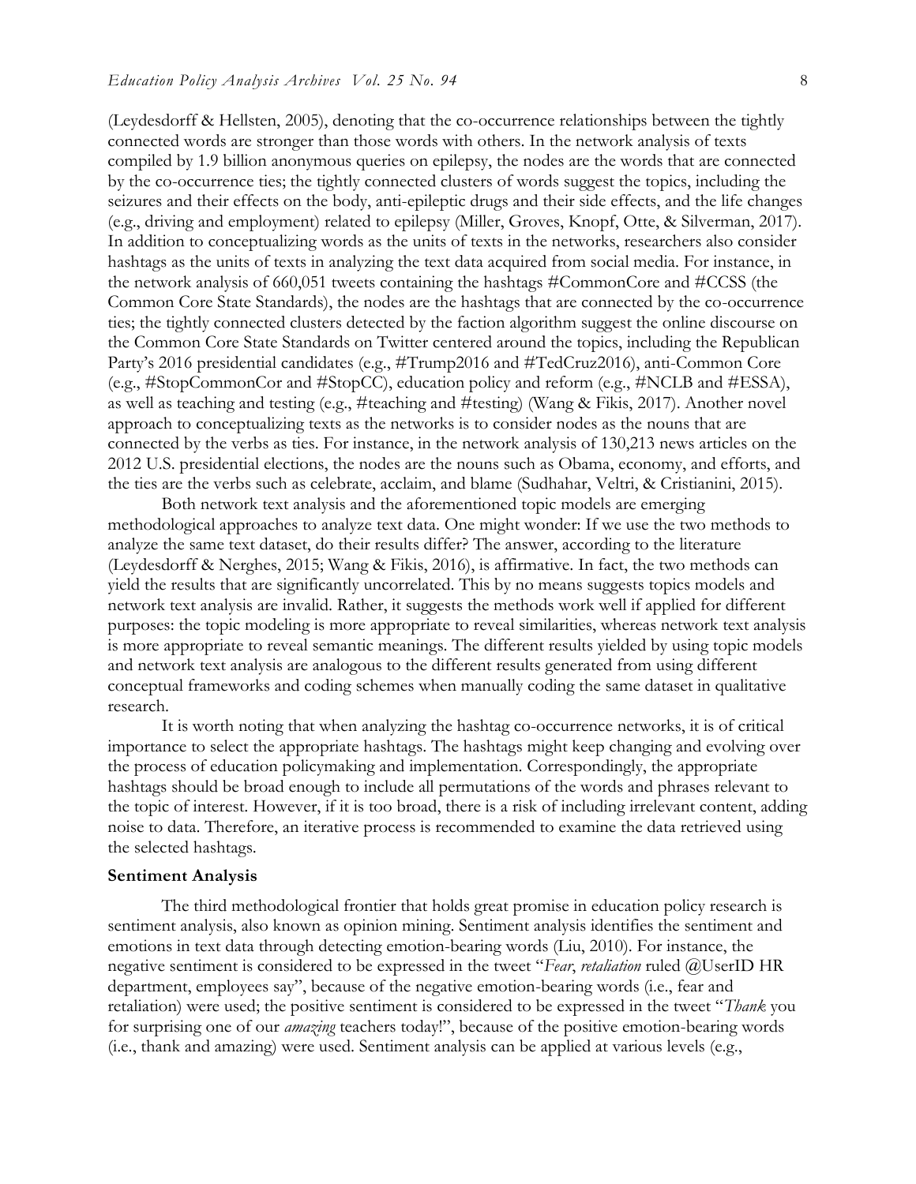(Leydesdorff & Hellsten, 2005), denoting that the co-occurrence relationships between the tightly connected words are stronger than those words with others. In the network analysis of texts compiled by 1.9 billion anonymous queries on epilepsy, the nodes are the words that are connected by the co-occurrence ties; the tightly connected clusters of words suggest the topics, including the seizures and their effects on the body, anti-epileptic drugs and their side effects, and the life changes (e.g., driving and employment) related to epilepsy (Miller, Groves, Knopf, Otte, & Silverman, 2017). In addition to conceptualizing words as the units of texts in the networks, researchers also consider hashtags as the units of texts in analyzing the text data acquired from social media. For instance, in the network analysis of 660,051 tweets containing the hashtags #CommonCore and #CCSS (the Common Core State Standards), the nodes are the hashtags that are connected by the co-occurrence ties; the tightly connected clusters detected by the faction algorithm suggest the online discourse on the Common Core State Standards on Twitter centered around the topics, including the Republican Party's 2016 presidential candidates (e.g., #Trump2016 and #TedCruz2016), anti-Common Core (e.g., #StopCommonCor and #StopCC), education policy and reform (e.g., #NCLB and #ESSA), as well as teaching and testing (e.g., #teaching and #testing) (Wang & Fikis, 2017). Another novel approach to conceptualizing texts as the networks is to consider nodes as the nouns that are connected by the verbs as ties. For instance, in the network analysis of 130,213 news articles on the 2012 U.S. presidential elections, the nodes are the nouns such as Obama, economy, and efforts, and the ties are the verbs such as celebrate, acclaim, and blame (Sudhahar, Veltri, & Cristianini, 2015).

Both network text analysis and the aforementioned topic models are emerging methodological approaches to analyze text data. One might wonder: If we use the two methods to analyze the same text dataset, do their results differ? The answer, according to the literature (Leydesdorff & Nerghes, 2015; Wang & Fikis, 2016), is affirmative. In fact, the two methods can yield the results that are significantly uncorrelated. This by no means suggests topics models and network text analysis are invalid. Rather, it suggests the methods work well if applied for different purposes: the topic modeling is more appropriate to reveal similarities, whereas network text analysis is more appropriate to reveal semantic meanings. The different results yielded by using topic models and network text analysis are analogous to the different results generated from using different conceptual frameworks and coding schemes when manually coding the same dataset in qualitative research.

It is worth noting that when analyzing the hashtag co-occurrence networks, it is of critical importance to select the appropriate hashtags. The hashtags might keep changing and evolving over the process of education policymaking and implementation. Correspondingly, the appropriate hashtags should be broad enough to include all permutations of the words and phrases relevant to the topic of interest. However, if it is too broad, there is a risk of including irrelevant content, adding noise to data. Therefore, an iterative process is recommended to examine the data retrieved using the selected hashtags.

**Sentiment Analysis**

The third methodological frontier that holds great promise in education policy research is sentiment analysis, also known as opinion mining. Sentiment analysis identifies the sentiment and emotions in text data through detecting emotion-bearing words (Liu, 2010). For instance, the negative sentiment is considered to be expressed in the tweet "*Fear*, *retaliation* ruled @UserID HR department, employees say", because of the negative emotion-bearing words (i.e., fear and retaliation) were used; the positive sentiment is considered to be expressed in the tweet "*Thank* you for surprising one of our *amazing* teachers today!", because of the positive emotion-bearing words (i.e., thank and amazing) were used. Sentiment analysis can be applied at various levels (e.g.,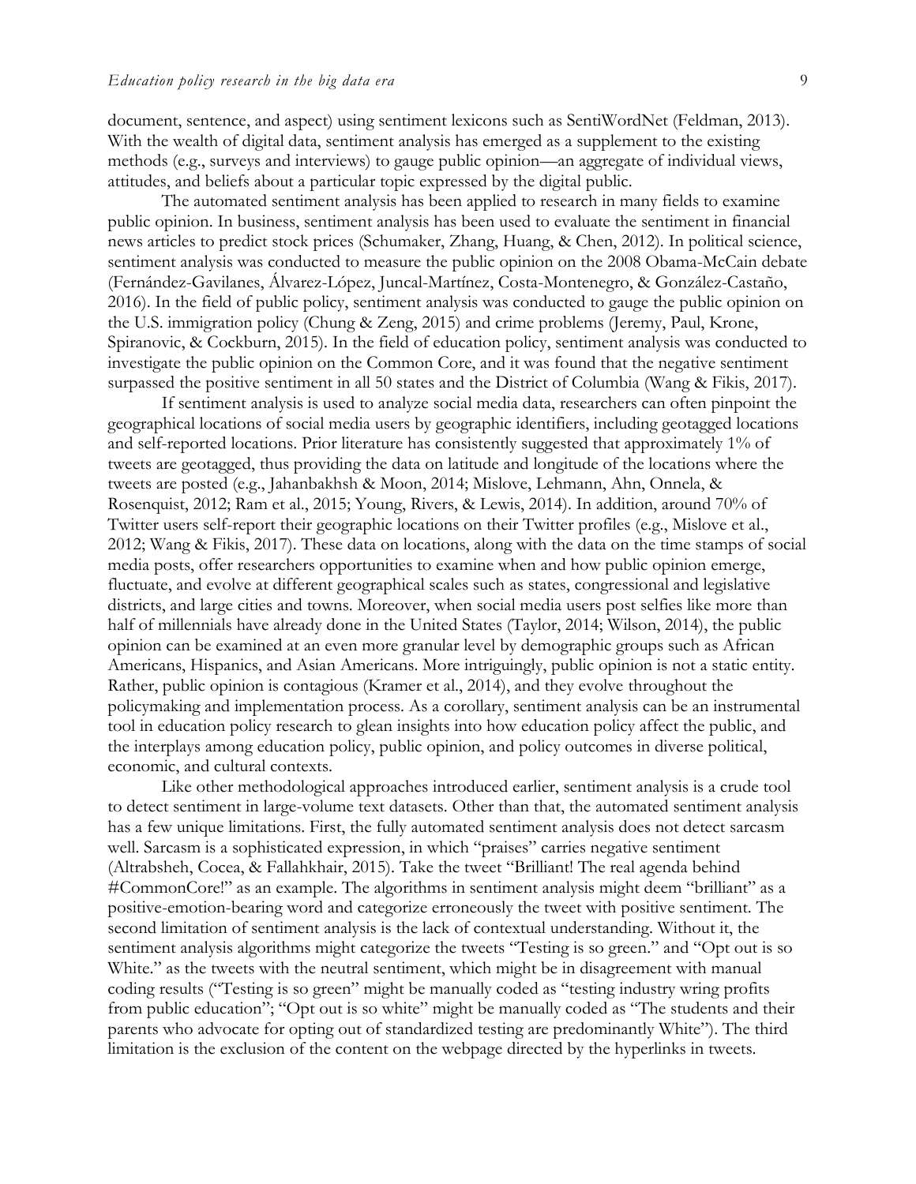document, sentence, and aspect) using sentiment lexicons such as SentiWordNet (Feldman, 2013). With the wealth of digital data, sentiment analysis has emerged as a supplement to the existing methods (e.g., surveys and interviews) to gauge public opinion—an aggregate of individual views, attitudes, and beliefs about a particular topic expressed by the digital public.

The automated sentiment analysis has been applied to research in many fields to examine public opinion. In business, sentiment analysis has been used to evaluate the sentiment in financial news articles to predict stock prices (Schumaker, Zhang, Huang, & Chen, 2012). In political science, sentiment analysis was conducted to measure the public opinion on the 2008 Obama-McCain debate (Fernández-Gavilanes, Álvarez-López, Juncal-Martínez, Costa-Montenegro, & González-Castaño, 2016). In the field of public policy, sentiment analysis was conducted to gauge the public opinion on the U.S. immigration policy (Chung & Zeng, 2015) and crime problems (Jeremy, Paul, Krone, Spiranovic, & Cockburn, 2015). In the field of education policy, sentiment analysis was conducted to investigate the public opinion on the Common Core, and it was found that the negative sentiment surpassed the positive sentiment in all 50 states and the District of Columbia (Wang & Fikis, 2017).

If sentiment analysis is used to analyze social media data, researchers can often pinpoint the geographical locations of social media users by geographic identifiers, including geotagged locations and self-reported locations. Prior literature has consistently suggested that approximately 1% of tweets are geotagged, thus providing the data on latitude and longitude of the locations where the tweets are posted (e.g., Jahanbakhsh & Moon, 2014; Mislove, Lehmann, Ahn, Onnela, & Rosenquist, 2012; Ram et al., 2015; Young, Rivers, & Lewis, 2014). In addition, around 70% of Twitter users self-report their geographic locations on their Twitter profiles (e.g., Mislove et al., 2012; Wang & Fikis, 2017). These data on locations, along with the data on the time stamps of social media posts, offer researchers opportunities to examine when and how public opinion emerge, fluctuate, and evolve at different geographical scales such as states, congressional and legislative districts, and large cities and towns. Moreover, when social media users post selfies like more than half of millennials have already done in the United States (Taylor, 2014; Wilson, 2014), the public opinion can be examined at an even more granular level by demographic groups such as African Americans, Hispanics, and Asian Americans. More intriguingly, public opinion is not a static entity. Rather, public opinion is contagious (Kramer et al., 2014), and they evolve throughout the policymaking and implementation process. As a corollary, sentiment analysis can be an instrumental tool in education policy research to glean insights into how education policy affect the public, and the interplays among education policy, public opinion, and policy outcomes in diverse political, economic, and cultural contexts.

Like other methodological approaches introduced earlier, sentiment analysis is a crude tool to detect sentiment in large-volume text datasets. Other than that, the automated sentiment analysis has a few unique limitations. First, the fully automated sentiment analysis does not detect sarcasm well. Sarcasm is a sophisticated expression, in which "praises" carries negative sentiment (Altrabsheh, Cocea, & Fallahkhair, 2015). Take the tweet "Brilliant! The real agenda behind #CommonCore!" as an example. The algorithms in sentiment analysis might deem "brilliant" as a positive-emotion-bearing word and categorize erroneously the tweet with positive sentiment. The second limitation of sentiment analysis is the lack of contextual understanding. Without it, the sentiment analysis algorithms might categorize the tweets "Testing is so green." and "Opt out is so White." as the tweets with the neutral sentiment, which might be in disagreement with manual coding results ("Testing is so green" might be manually coded as "testing industry wring profits from public education"; "Opt out is so white" might be manually coded as "The students and their parents who advocate for opting out of standardized testing are predominantly White"). The third limitation is the exclusion of the content on the webpage directed by the hyperlinks in tweets.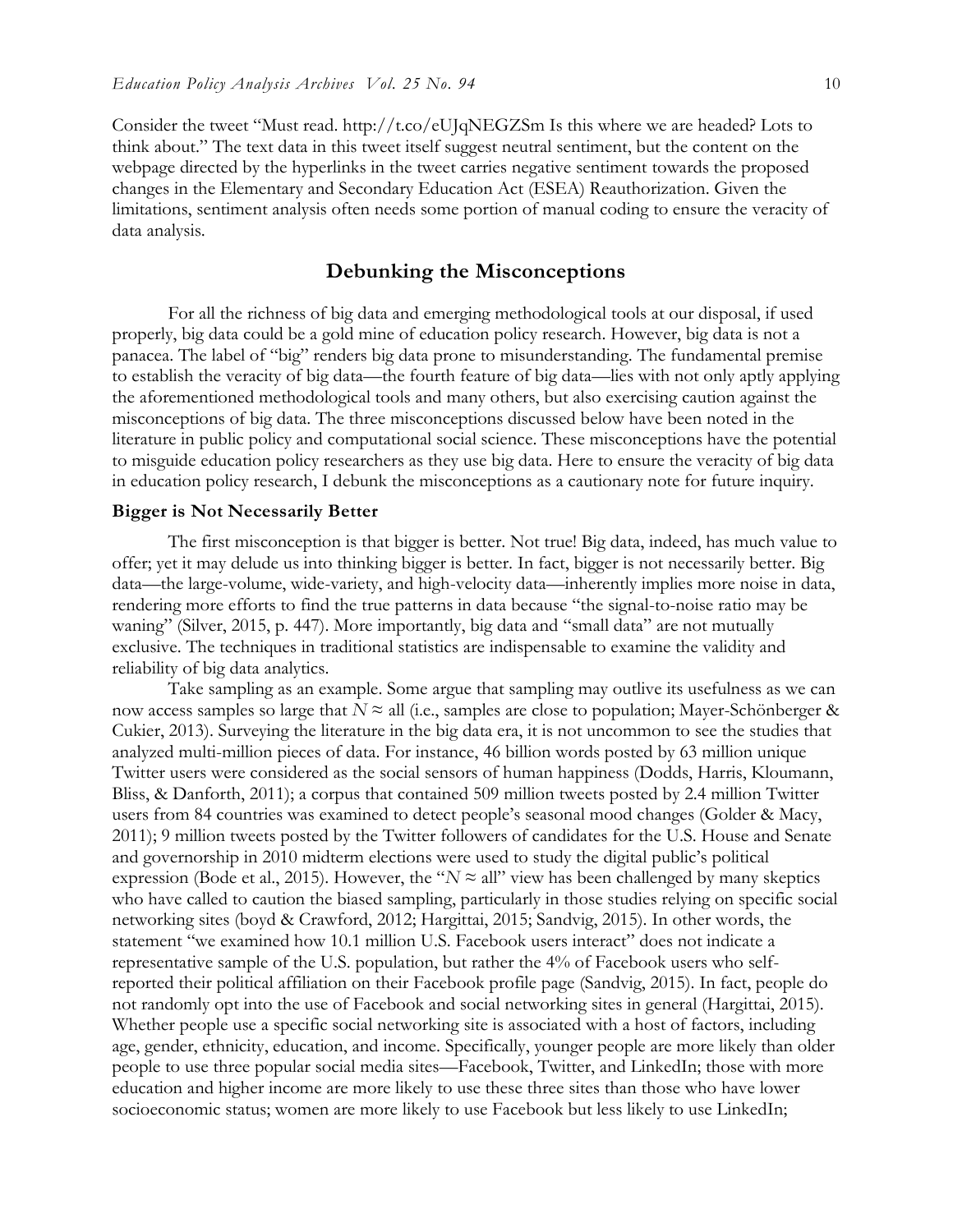Consider the tweet "Must read. http://t.co/eUJqNEGZSm Is this where we are headed? Lots to think about." The text data in this tweet itself suggest neutral sentiment, but the content on the webpage directed by the hyperlinks in the tweet carries negative sentiment towards the proposed changes in the Elementary and Secondary Education Act (ESEA) Reauthorization. Given the limitations, sentiment analysis often needs some portion of manual coding to ensure the veracity of data analysis.

## Debunking the Misconceptions

For all the richness of big data and emerging methodological tools at our disposal, if used properly, big data could be a gold mine of education policy research. However, big data is not a panacea. The label of "big" renders big data prone to misunderstanding. The fundamental premise to establish the veracity of big data—the fourth feature of big data—lies with not only aptly applying the aforementioned methodological tools and many others, but also exercising caution against the misconceptions of big data. The three misconceptions discussed below have been noted in the literature in public policy and computational social science. These misconceptions have the potential to misguide education policy researchers as they use big data. Here to ensure the veracity of big data in education policy research, I debunk the misconceptions as a cautionary note for future inquiry.

### Bigger is Not Necessarily Better

The first misconception is that bigger is better. Not true! Big data, indeed, has much value to offer; yet it may delude us into thinking bigger is better. In fact, bigger is not necessarily better. Big data—the large-volume, wide-variety, and high-velocity data—inherently implies more noise in data, rendering more efforts to find the true patterns in data because "the signal-to-noise ratio may be waning" (Silver, 2015, p. 447). More importantly, big data and "small data" are not mutually exclusive. The techniques in traditional statistics are indispensable to examine the validity and reliability of big data analytics.

Take sampling as an example. Some argue that sampling may outlive its usefulness as we can now access samples so large that $N \approx$ all (i.e., samples are close to population; Mayer-Schönberger & Cukier, 2013). Surveying the literature in the big data era, it is not uncommon to see the studies that analyzed multi-million pieces of data. For instance, 46 billion words posted by 63 million unique Twitter users were considered as the social sensors of human happiness (Dodds, Harris, Kloumann, Bliss, & Danforth, 2011); a corpus that contained 509 million tweets posted by 2.4 million Twitter users from 84 countries was examined to detect people's seasonal mood changes (Golder & Macy, 2011); 9 million tweets posted by the Twitter followers of candidates for the U.S. House and Senate and governorship in 2010 midterm elections were used to study the digital public's political expression (Bode et al., 2015). However, the "$N \approx$ all" view has been challenged by many skeptics who have called to caution the biased sampling, particularly in those studies relying on specific social networking sites (boyd & Crawford, 2012; Hargittai, 2015; Sandvig, 2015). In other words, the statement "we examined how 10.1 million U.S. Facebook users interact" does not indicate a representative sample of the U.S. population, but rather the 4% of Facebook users who self-reported their political affiliation on their Facebook profile page (Sandvig, 2015). In fact, people do not randomly opt into the use of Facebook and social networking sites in general (Hargittai, 2015). Whether people use a specific social networking site is associated with a host of factors, including age, gender, ethnicity, education, and income. Specifically, younger people are more likely than older people to use three popular social media sites—Facebook, Twitter, and LinkedIn; those with more education and higher income are more likely to use these three sites than those who have lower socioeconomic status; women are more likely to use Facebook but less likely to use LinkedIn;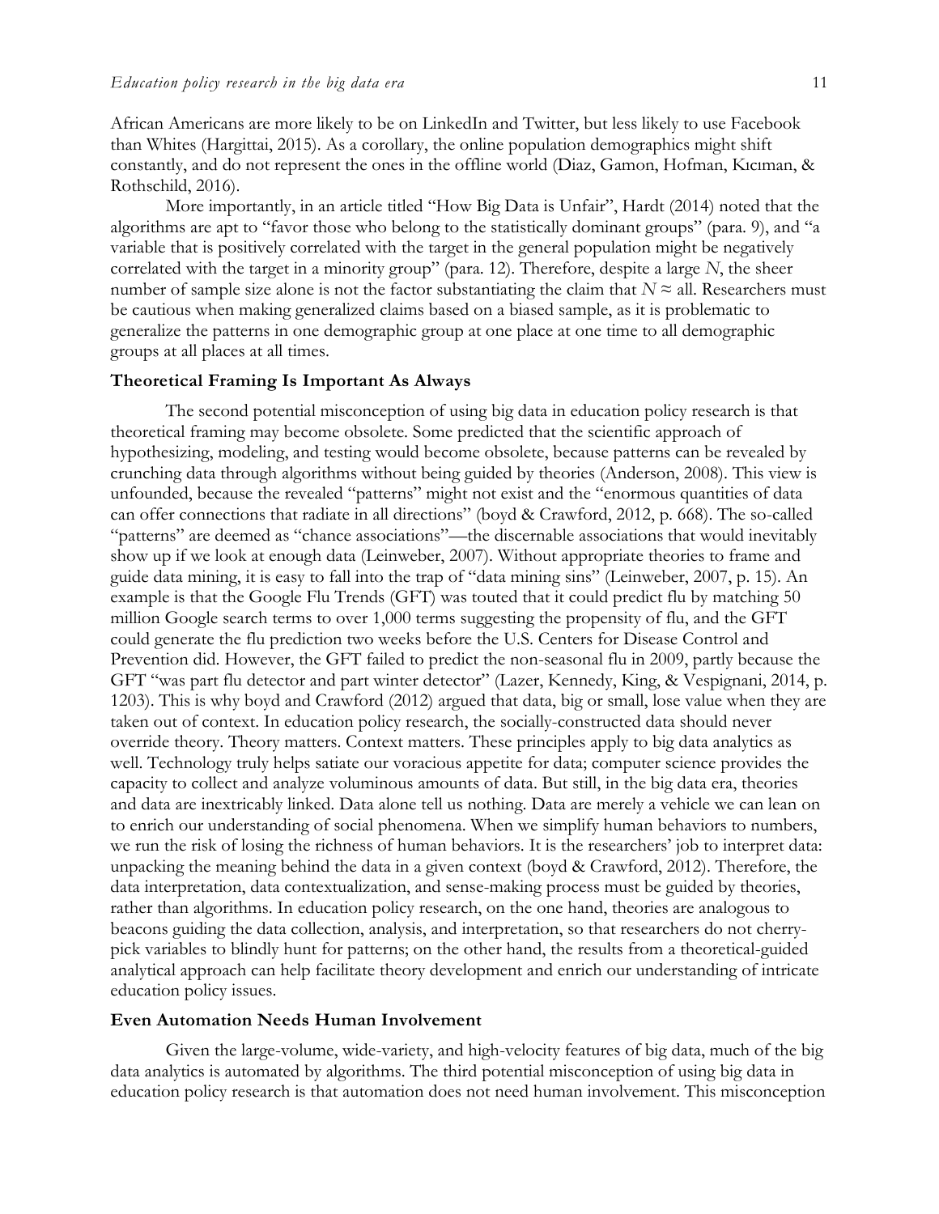African Americans are more likely to be on LinkedIn and Twitter, but less likely to use Facebook than Whites (Hargittai, 2015). As a corollary, the online population demographics might shift constantly, and do not represent the ones in the offline world (Diaz, Gamon, Hofman, Kıcıman, & Rothschild, 2016).

More importantly, in an article titled "How Big Data is Unfair", Hardt (2014) noted that the algorithms are apt to "favor those who belong to the statistically dominant groups" (para. 9), and "a variable that is positively correlated with the target in the general population might be negatively correlated with the target in a minority group" (para. 12). Therefore, despite a large *N*, the sheer number of sample size alone is not the factor substantiating the claim that $N \approx$ all. Researchers must be cautious when making generalized claims based on a biased sample, as it is problematic to generalize the patterns in one demographic group at one place at one time to all demographic groups at all places at all times.

### Theoretical Framing Is Important As Always

The second potential misconception of using big data in education policy research is that theoretical framing may become obsolete. Some predicted that the scientific approach of hypothesizing, modeling, and testing would become obsolete, because patterns can be revealed by crunching data through algorithms without being guided by theories (Anderson, 2008). This view is unfounded, because the revealed "patterns" might not exist and the "enormous quantities of data can offer connections that radiate in all directions" (boyd & Crawford, 2012, p. 668). The so-called "patterns" are deemed as "chance associations"—the discernable associations that would inevitably show up if we look at enough data (Leinweber, 2007). Without appropriate theories to frame and guide data mining, it is easy to fall into the trap of "data mining sins" (Leinweber, 2007, p. 15). An example is that the Google Flu Trends (GFT) was touted that it could predict flu by matching 50 million Google search terms to over 1,000 terms suggesting the propensity of flu, and the GFT could generate the flu prediction two weeks before the U.S. Centers for Disease Control and Prevention did. However, the GFT failed to predict the non-seasonal flu in 2009, partly because the GFT "was part flu detector and part winter detector" (Lazer, Kennedy, King, & Vespignani, 2014, p. 1203). This is why boyd and Crawford (2012) argued that data, big or small, lose value when they are taken out of context. In education policy research, the socially-constructed data should never override theory. Theory matters. Context matters. These principles apply to big data analytics as well. Technology truly helps satiate our voracious appetite for data; computer science provides the capacity to collect and analyze voluminous amounts of data. But still, in the big data era, theories and data are inextricably linked. Data alone tell us nothing. Data are merely a vehicle we can lean on to enrich our understanding of social phenomena. When we simplify human behaviors to numbers, we run the risk of losing the richness of human behaviors. It is the researchers' job to interpret data: unpacking the meaning behind the data in a given context (boyd & Crawford, 2012). Therefore, the data interpretation, data contextualization, and sense-making process must be guided by theories, rather than algorithms. In education policy research, on the one hand, theories are analogous to beacons guiding the data collection, analysis, and interpretation, so that researchers do not cherry-pick variables to blindly hunt for patterns; on the other hand, the results from a theoretical-guided analytical approach can help facilitate theory development and enrich our understanding of intricate education policy issues.

### Even Automation Needs Human Involvement

Given the large-volume, wide-variety, and high-velocity features of big data, much of the big data analytics is automated by algorithms. The third potential misconception of using big data in education policy research is that automation does not need human involvement. This misconception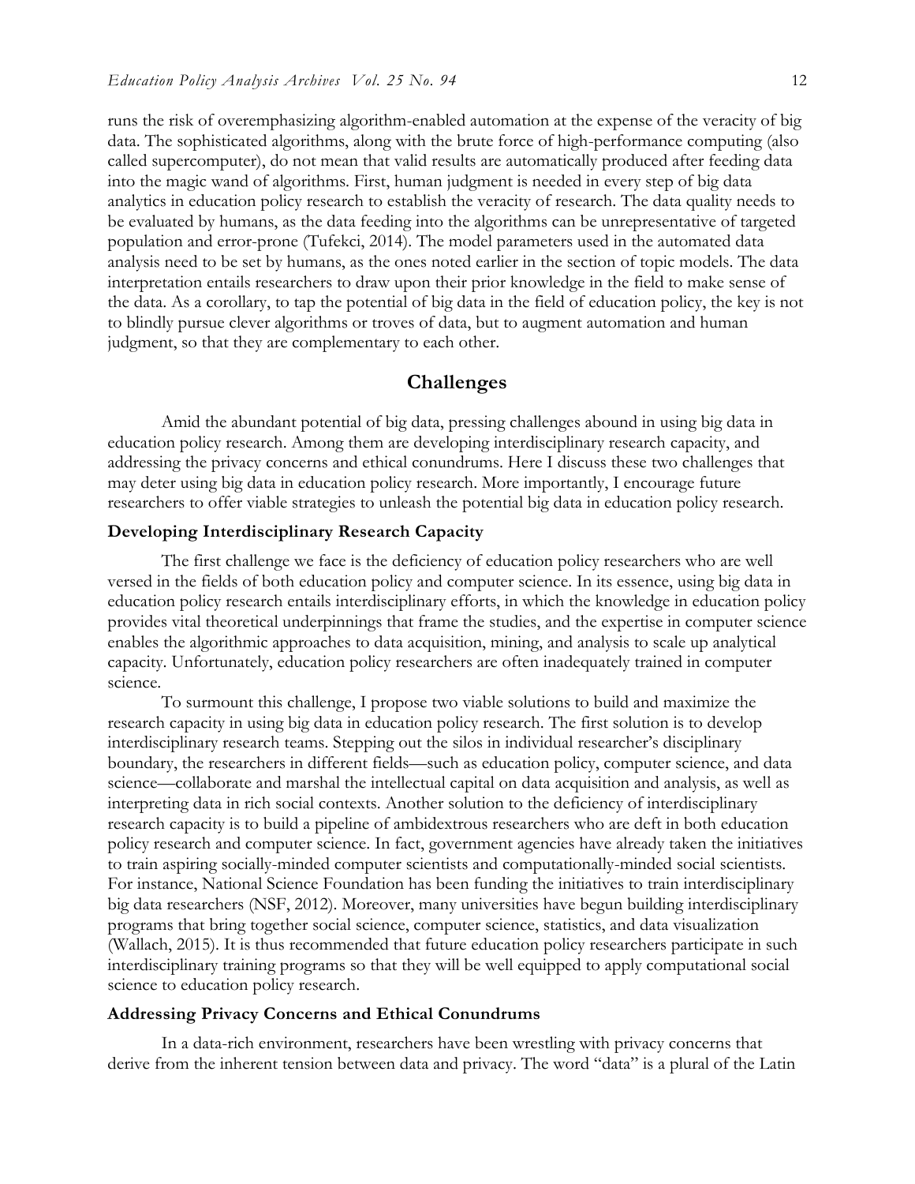runs the risk of overemphasizing algorithm-enabled automation at the expense of the veracity of big data. The sophisticated algorithms, along with the brute force of high-performance computing (also called supercomputer), do not mean that valid results are automatically produced after feeding data into the magic wand of algorithms. First, human judgment is needed in every step of big data analytics in education policy research to establish the veracity of research. The data quality needs to be evaluated by humans, as the data feeding into the algorithms can be unrepresentative of targeted population and error-prone (Tufekci, 2014). The model parameters used in the automated data analysis need to be set by humans, as the ones noted earlier in the section of topic models. The data interpretation entails researchers to draw upon their prior knowledge in the field to make sense of the data. As a corollary, to tap the potential of big data in the field of education policy, the key is not to blindly pursue clever algorithms or troves of data, but to augment automation and human judgment, so that they are complementary to each other.

## Challenges

Amid the abundant potential of big data, pressing challenges abound in using big data in education policy research. Among them are developing interdisciplinary research capacity, and addressing the privacy concerns and ethical conundrums. Here I discuss these two challenges that may deter using big data in education policy research. More importantly, I encourage future researchers to offer viable strategies to unleash the potential big data in education policy research.

### Developing Interdisciplinary Research Capacity

The first challenge we face is the deficiency of education policy researchers who are well versed in the fields of both education policy and computer science. In its essence, using big data in education policy research entails interdisciplinary efforts, in which the knowledge in education policy provides vital theoretical underpinnings that frame the studies, and the expertise in computer science enables the algorithmic approaches to data acquisition, mining, and analysis to scale up analytical capacity. Unfortunately, education policy researchers are often inadequately trained in computer science.

To surmount this challenge, I propose two viable solutions to build and maximize the research capacity in using big data in education policy research. The first solution is to develop interdisciplinary research teams. Stepping out the silos in individual researcher's disciplinary boundary, the researchers in different fields—such as education policy, computer science, and data science—collaborate and marshal the intellectual capital on data acquisition and analysis, as well as interpreting data in rich social contexts. Another solution to the deficiency of interdisciplinary research capacity is to build a pipeline of ambidextrous researchers who are deft in both education policy research and computer science. In fact, government agencies have already taken the initiatives to train aspiring socially-minded computer scientists and computationally-minded social scientists. For instance, National Science Foundation has been funding the initiatives to train interdisciplinary big data researchers (NSF, 2012). Moreover, many universities have begun building interdisciplinary programs that bring together social science, computer science, statistics, and data visualization (Wallach, 2015). It is thus recommended that future education policy researchers participate in such interdisciplinary training programs so that they will be well equipped to apply computational social science to education policy research.

### Addressing Privacy Concerns and Ethical Conundrums

In a data-rich environment, researchers have been wrestling with privacy concerns that derive from the inherent tension between data and privacy. The word "data" is a plural of the Latin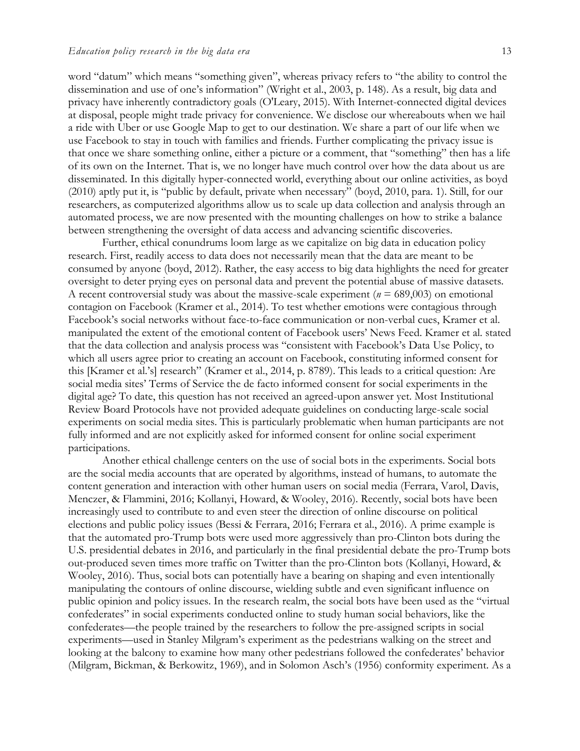word "datum" which means "something given", whereas privacy refers to "the ability to control the dissemination and use of one's information" (Wright et al., 2003, p. 148). As a result, big data and privacy have inherently contradictory goals (O'Leary, 2015). With Internet-connected digital devices at disposal, people might trade privacy for convenience. We disclose our whereabouts when we hail a ride with Uber or use Google Map to get to our destination. We share a part of our life when we use Facebook to stay in touch with families and friends. Further complicating the privacy issue is that once we share something online, either a picture or a comment, that "something" then has a life of its own on the Internet. That is, we no longer have much control over how the data about us are disseminated. In this digitally hyper-connected world, everything about our online activities, as boyd (2010) aptly put it, is "public by default, private when necessary" (boyd, 2010, para. 1). Still, for our researchers, as computerized algorithms allow us to scale up data collection and analysis through an automated process, we are now presented with the mounting challenges on how to strike a balance between strengthening the oversight of data access and advancing scientific discoveries.

Further, ethical conundrums loom large as we capitalize on big data in education policy research. First, readily access to data does not necessarily mean that the data are meant to be consumed by anyone (boyd, 2012). Rather, the easy access to big data highlights the need for greater oversight to deter prying eyes on personal data and prevent the potential abuse of massive datasets. A recent controversial study was about the massive-scale experiment ($n$ = 689,003) on emotional contagion on Facebook (Kramer et al., 2014). To test whether emotions were contagious through Facebook's social networks without face-to-face communication or non-verbal cues, Kramer et al. manipulated the extent of the emotional content of Facebook users' News Feed. Kramer et al. stated that the data collection and analysis process was "consistent with Facebook's Data Use Policy, to which all users agree prior to creating an account on Facebook, constituting informed consent for this [Kramer et al.'s] research" (Kramer et al., 2014, p. 8789). This leads to a critical question: Are social media sites' Terms of Service the de facto informed consent for social experiments in the digital age? To date, this question has not received an agreed-upon answer yet. Most Institutional Review Board Protocols have not provided adequate guidelines on conducting large-scale social experiments on social media sites. This is particularly problematic when human participants are not fully informed and are not explicitly asked for informed consent for online social experiment participations.

Another ethical challenge centers on the use of social bots in the experiments. Social bots are the social media accounts that are operated by algorithms, instead of humans, to automate the content generation and interaction with other human users on social media (Ferrara, Varol, Davis, Menczer, & Flammini, 2016; Kollanyi, Howard, & Wooley, 2016). Recently, social bots have been increasingly used to contribute to and even steer the direction of online discourse on political elections and public policy issues (Bessi & Ferrara, 2016; Ferrara et al., 2016). A prime example is that the automated pro-Trump bots were used more aggressively than pro-Clinton bots during the U.S. presidential debates in 2016, and particularly in the final presidential debate the pro-Trump bots out-produced seven times more traffic on Twitter than the pro-Clinton bots (Kollanyi, Howard, & Wooley, 2016). Thus, social bots can potentially have a bearing on shaping and even intentionally manipulating the contours of online discourse, wielding subtle and even significant influence on public opinion and policy issues. In the research realm, the social bots have been used as the "virtual confederates" in social experiments conducted online to study human social behaviors, like the confederates—the people trained by the researchers to follow the pre-assigned scripts in social experiments—used in Stanley Milgram's experiment as the pedestrians walking on the street and looking at the balcony to examine how many other pedestrians followed the confederates' behavior (Milgram, Bickman, & Berkowitz, 1969), and in Solomon Asch's (1956) conformity experiment. As a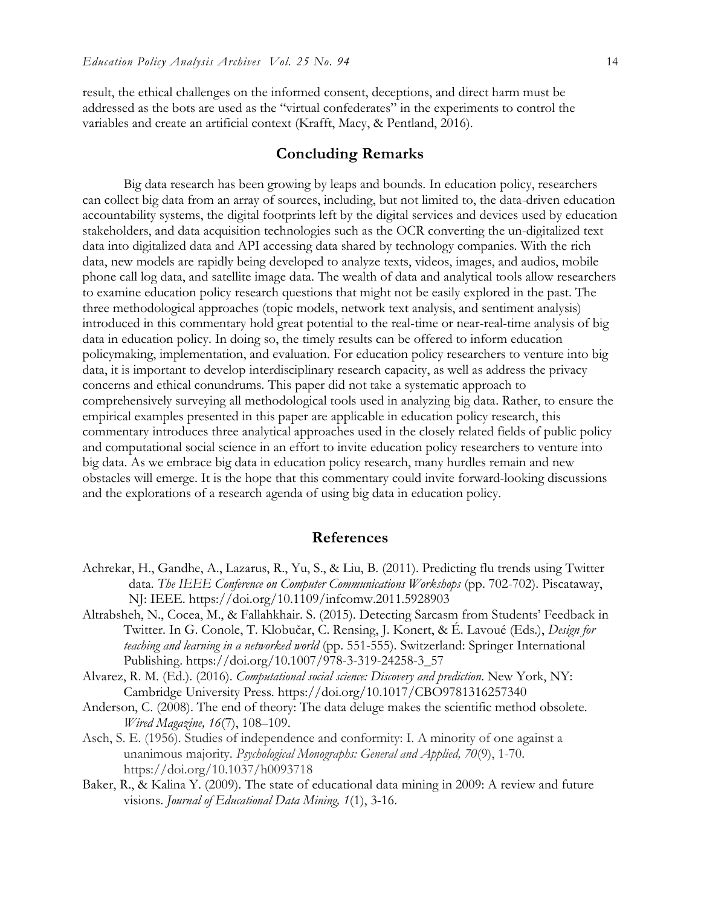result, the ethical challenges on the informed consent, deceptions, and direct harm must be addressed as the bots are used as the "virtual confederates" in the experiments to control the variables and create an artificial context (Krafft, Macy, & Pentland, 2016).

## Concluding Remarks

Big data research has been growing by leaps and bounds. In education policy, researchers can collect big data from an array of sources, including, but not limited to, the data-driven education accountability systems, the digital footprints left by the digital services and devices used by education stakeholders, and data acquisition technologies such as the OCR converting the un-digitalized text data into digitalized data and API accessing data shared by technology companies. With the rich data, new models are rapidly being developed to analyze texts, videos, images, and audios, mobile phone call log data, and satellite image data. The wealth of data and analytical tools allow researchers to examine education policy research questions that might not be easily explored in the past. The three methodological approaches (topic models, network text analysis, and sentiment analysis) introduced in this commentary hold great potential to the real-time or near-real-time analysis of big data in education policy. In doing so, the timely results can be offered to inform education policymaking, implementation, and evaluation. For education policy researchers to venture into big data, it is important to develop interdisciplinary research capacity, as well as address the privacy concerns and ethical conundrums. This paper did not take a systematic approach to comprehensively surveying all methodological tools used in analyzing big data. Rather, to ensure the empirical examples presented in this paper are applicable in education policy research, this commentary introduces three analytical approaches used in the closely related fields of public policy and computational social science in an effort to invite education policy researchers to venture into big data. As we embrace big data in education policy research, many hurdles remain and new obstacles will emerge. It is the hope that this commentary could invite forward-looking discussions and the explorations of a research agenda of using big data in education policy.

## References

Achrekar, H., Gandhe, A., Lazarus, R., Yu, S., & Liu, B. (2011). Predicting flu trends using Twitter data. *The IEEE Conference on Computer Communications Workshops* (pp. 702-702). Piscataway, NJ: IEEE. https://doi.org/10.1109/infcomw.2011.5928903

Altrabsheh, N., Cocea, M., & Fallahkhair. S. (2015). Detecting Sarcasm from Students' Feedback in Twitter. In G. Conole, T. Klobučar, C. Rensing, J. Konert, & É. Lavoué (Eds.), *Design for teaching and learning in a networked world* (pp. 551-555). Switzerland: Springer International Publishing. https://doi.org/10.1007/978-3-319-24258-3_57

Alvarez, R. M. (Ed.). (2016). *Computational social science: Discovery and prediction*. New York, NY: Cambridge University Press. https://doi.org/10.1017/CBO9781316257340

Anderson, C. (2008). The end of theory: The data deluge makes the scientific method obsolete. *Wired Magazine, 16*(7), 108–109.

Asch, S. E. (1956). Studies of independence and conformity: I. A minority of one against a unanimous majority. *Psychological Monographs: General and Applied, 70*(9), 1-70. https://doi.org/10.1037/h0093718

Baker, R., & Kalina Y. (2009). The state of educational data mining in 2009: A review and future visions. *Journal of Educational Data Mining, 1*(1), 3-16.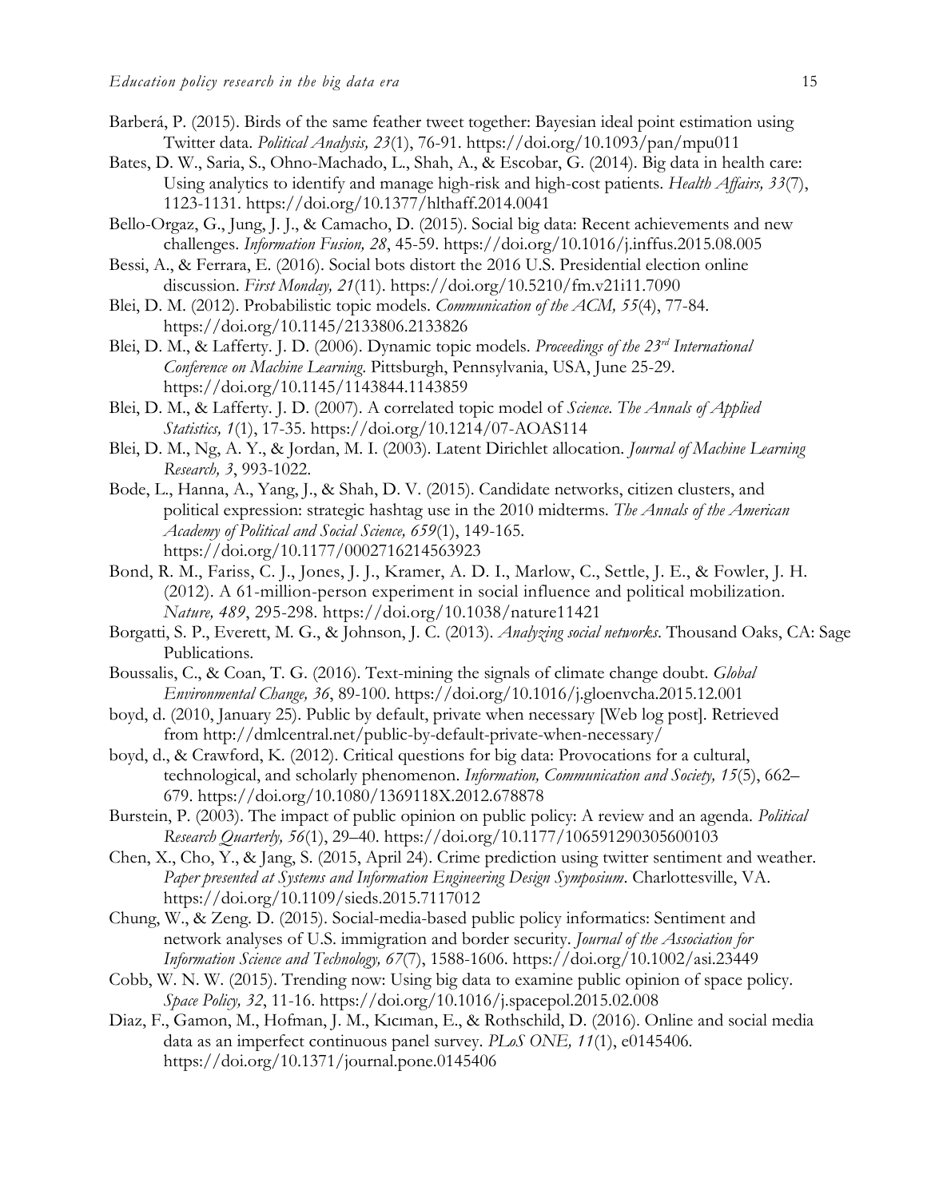Barberá, P. (2015). Birds of the same feather tweet together: Bayesian ideal point estimation using Twitter data. *Political Analysis, 23*(1), 76-91. https://doi.org/10.1093/pan/mpu011

Bates, D. W., Saria, S., Ohno-Machado, L., Shah, A., & Escobar, G. (2014). Big data in health care: Using analytics to identify and manage high-risk and high-cost patients. *Health Affairs, 33*(7), 1123-1131. https://doi.org/10.1377/hlthaff.2014.0041

Bello-Orgaz, G., Jung, J. J., & Camacho, D. (2015). Social big data: Recent achievements and new challenges. *Information Fusion, 28*, 45-59. https://doi.org/10.1016/j.inffus.2015.08.005

Bessi, A., & Ferrara, E. (2016). Social bots distort the 2016 U.S. Presidential election online discussion. *First Monday, 21*(11). https://doi.org/10.5210/fm.v21i11.7090

Blei, D. M. (2012). Probabilistic topic models. *Communication of the ACM, 55*(4), 77-84. https://doi.org/10.1145/2133806.2133826

Blei, D. M., & Lafferty. J. D. (2006). Dynamic topic models. *Proceedings of the 23rd International Conference on Machine Learning*. Pittsburgh, Pennsylvania, USA, June 25-29. https://doi.org/10.1145/1143844.1143859

Blei, D. M., & Lafferty. J. D. (2007). A correlated topic model of *Science*. *The Annals of Applied Statistics, 1*(1), 17-35. https://doi.org/10.1214/07-AOAS114

Blei, D. M., Ng, A. Y., & Jordan, M. I. (2003). Latent Dirichlet allocation. *Journal of Machine Learning Research, 3*, 993-1022.

Bode, L., Hanna, A., Yang, J., & Shah, D. V. (2015). Candidate networks, citizen clusters, and political expression: strategic hashtag use in the 2010 midterms. *The Annals of the American Academy of Political and Social Science, 659*(1), 149-165. https://doi.org/10.1177/0002716214563923

Bond, R. M., Fariss, C. J., Jones, J. J., Kramer, A. D. I., Marlow, C., Settle, J. E., & Fowler, J. H. (2012). A 61-million-person experiment in social influence and political mobilization. *Nature, 489*, 295-298. https://doi.org/10.1038/nature11421

Borgatti, S. P., Everett, M. G., & Johnson, J. C. (2013). *Analyzing social networks*. Thousand Oaks, CA: Sage Publications.

Boussalis, C., & Coan, T. G. (2016). Text-mining the signals of climate change doubt. *Global Environmental Change, 36*, 89-100. https://doi.org/10.1016/j.gloenvcha.2015.12.001

boyd, d. (2010, January 25). Public by default, private when necessary [Web log post]. Retrieved from http://dmlcentral.net/public-by-default-private-when-necessary/

boyd, d., & Crawford, K. (2012). Critical questions for big data: Provocations for a cultural, technological, and scholarly phenomenon. *Information, Communication and Society, 15*(5), 662–679. https://doi.org/10.1080/1369118X.2012.678878

Burstein, P. (2003). The impact of public opinion on public policy: A review and an agenda. *Political Research Quarterly, 56*(1), 29–40. https://doi.org/10.1177/106591290305600103

Chen, X., Cho, Y., & Jang, S. (2015, April 24). Crime prediction using twitter sentiment and weather. *Paper presented at Systems and Information Engineering Design Symposium*. Charlottesville, VA. https://doi.org/10.1109/sieds.2015.7117012

Chung, W., & Zeng. D. (2015). Social-media-based public policy informatics: Sentiment and network analyses of U.S. immigration and border security. *Journal of the Association for Information Science and Technology, 67*(7), 1588-1606. https://doi.org/10.1002/asi.23449

Cobb, W. N. W. (2015). Trending now: Using big data to examine public opinion of space policy. *Space Policy, 32*, 11-16. https://doi.org/10.1016/j.spacepol.2015.02.008

Diaz, F., Gamon, M., Hofman, J. M., Kıcıman, E., & Rothschild, D. (2016). Online and social media data as an imperfect continuous panel survey. *PLoS ONE, 11*(1), e0145406. https://doi.org/10.1371/journal.pone.0145406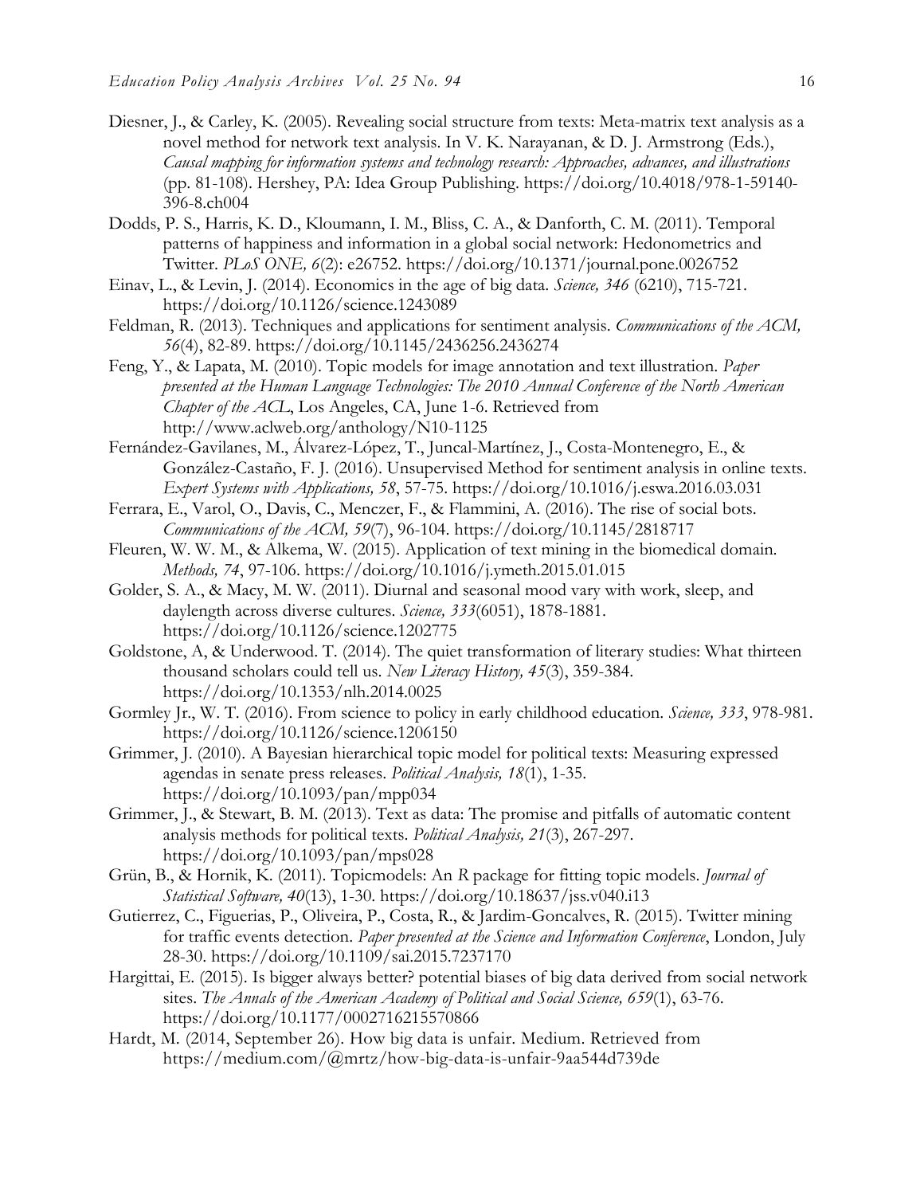Diesner, J., & Carley, K. (2005). Revealing social structure from texts: Meta-matrix text analysis as a novel method for network text analysis. In V. K. Narayanan, & D. J. Armstrong (Eds.), *Causal mapping for information systems and technology research: Approaches, advances, and illustrations* (pp. 81-108). Hershey, PA: Idea Group Publishing. https://doi.org/10.4018/978-1-59140-396-8.ch004

Dodds, P. S., Harris, K. D., Kloumann, I. M., Bliss, C. A., & Danforth, C. M. (2011). Temporal patterns of happiness and information in a global social network: Hedonometrics and Twitter. *PLoS ONE, 6*(2): e26752. https://doi.org/10.1371/journal.pone.0026752

Einav, L., & Levin, J. (2014). Economics in the age of big data. *Science, 346* (6210), 715-721. https://doi.org/10.1126/science.1243089

Feldman, R. (2013). Techniques and applications for sentiment analysis. *Communications of the ACM, 56*(4), 82-89. https://doi.org/10.1145/2436256.2436274

Feng, Y., & Lapata, M. (2010). Topic models for image annotation and text illustration. *Paper presented at the Human Language Technologies: The 2010 Annual Conference of the North American Chapter of the ACL*, Los Angeles, CA, June 1-6. Retrieved from http://www.aclweb.org/anthology/N10-1125

Fernández-Gavilanes, M., Álvarez-López, T., Juncal-Martínez, J., Costa-Montenegro, E., & González-Castaño, F. J. (2016). Unsupervised Method for sentiment analysis in online texts. *Expert Systems with Applications, 58*, 57-75. https://doi.org/10.1016/j.eswa.2016.03.031

Ferrara, E., Varol, O., Davis, C., Menczer, F., & Flammini, A. (2016). The rise of social bots. *Communications of the ACM, 59*(7), 96-104. https://doi.org/10.1145/2818717

Fleuren, W. W. M., & Alkema, W. (2015). Application of text mining in the biomedical domain. *Methods, 74*, 97-106. https://doi.org/10.1016/j.ymeth.2015.01.015

Golder, S. A., & Macy, M. W. (2011). Diurnal and seasonal mood vary with work, sleep, and daylength across diverse cultures. *Science, 333*(6051), 1878-1881. https://doi.org/10.1126/science.1202775

Goldstone, A, & Underwood. T. (2014). The quiet transformation of literary studies: What thirteen thousand scholars could tell us. *New Literacy History, 45*(3), 359-384. https://doi.org/10.1353/nlh.2014.0025

Gormley Jr., W. T. (2016). From science to policy in early childhood education. *Science, 333*, 978-981. https://doi.org/10.1126/science.1206150

Grimmer, J. (2010). A Bayesian hierarchical topic model for political texts: Measuring expressed agendas in senate press releases. *Political Analysis, 18*(1), 1-35. https://doi.org/10.1093/pan/mpp034

Grimmer, J., & Stewart, B. M. (2013). Text as data: The promise and pitfalls of automatic content analysis methods for political texts. *Political Analysis, 21*(3), 267-297. https://doi.org/10.1093/pan/mps028

Grün, B., & Hornik, K. (2011). Topicmodels: An *R* package for fitting topic models. *Journal of Statistical Software, 40*(13), 1-30. https://doi.org/10.18637/jss.v040.i13

Gutierrez, C., Figuerias, P., Oliveira, P., Costa, R., & Jardim-Goncalves, R. (2015). Twitter mining for traffic events detection. *Paper presented at the Science and Information Conference*, London, July 28-30. https://doi.org/10.1109/sai.2015.7237170

Hargittai, E. (2015). Is bigger always better? potential biases of big data derived from social network sites. *The Annals of the American Academy of Political and Social Science, 659*(1), 63-76. https://doi.org/10.1177/0002716215570866

Hardt, M. (2014, September 26). How big data is unfair. Medium. Retrieved from https://medium.com/@mrtz/how-big-data-is-unfair-9aa544d739de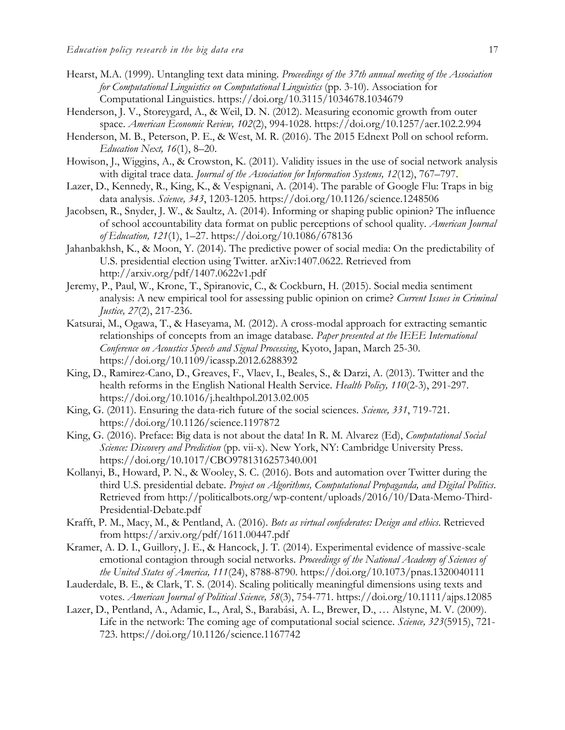Hearst, M.A. (1999). Untangling text data mining. *Proceedings of the 37th annual meeting of the Association for Computational Linguistics on Computational Linguistics* (pp. 3-10). Association for Computational Linguistics. https://doi.org/10.3115/1034678.1034679

Henderson, J. V., Storeygard, A., & Weil, D. N. (2012). Measuring economic growth from outer space. *American Economic Review, 102*(2), 994-1028. https://doi.org/10.1257/aer.102.2.994

Henderson, M. B., Peterson, P. E., & West, M. R. (2016). The 2015 Ednext Poll on school reform. *Education Next, 16*(1), 8–20.

Howison, J., Wiggins, A., & Crowston, K. (2011). Validity issues in the use of social network analysis with digital trace data. *Journal of the Association for Information Systems, 12*(12), 767–797.

Lazer, D., Kennedy, R., King, K., & Vespignani, A. (2014). The parable of Google Flu: Traps in big data analysis. *Science, 343*, 1203-1205. https://doi.org/10.1126/science.1248506

Jacobsen, R., Snyder, J. W., & Saultz, A. (2014). Informing or shaping public opinion? The influence of school accountability data format on public perceptions of school quality. *American Journal of Education, 121*(1), 1–27. https://doi.org/10.1086/678136

Jahanbakhsh, K., & Moon, Y. (2014). The predictive power of social media: On the predictability of U.S. presidential election using Twitter. arXiv:1407.0622. Retrieved from http://arxiv.org/pdf/1407.0622v1.pdf

Jeremy, P., Paul, W., Krone, T., Spiranovic, C., & Cockburn, H. (2015). Social media sentiment analysis: A new empirical tool for assessing public opinion on crime? *Current Issues in Criminal Justice, 27*(2), 217-236.

Katsurai, M., Ogawa, T., & Haseyama, M. (2012). A cross-modal approach for extracting semantic relationships of concepts from an image database. *Paper presented at the IEEE International Conference on Acoustics Speech and Signal Processing*, Kyoto, Japan, March 25-30. https://doi.org/10.1109/icassp.2012.6288392

King, D., Ramirez-Cano, D., Greaves, F., Vlaev, I., Beales, S., & Darzi, A. (2013). Twitter and the health reforms in the English National Health Service. *Health Policy, 110*(2-3), 291-297. https://doi.org/10.1016/j.healthpol.2013.02.005

King, G. (2011). Ensuring the data-rich future of the social sciences. *Science, 331*, 719-721. https://doi.org/10.1126/science.1197872

King, G. (2016). Preface: Big data is not about the data! In R. M. Alvarez (Ed), *Computational Social Science: Discovery and Prediction* (pp. vii-x). New York, NY: Cambridge University Press. https://doi.org/10.1017/CBO9781316257340.001

Kollanyi, B., Howard, P. N., & Wooley, S. C. (2016). Bots and automation over Twitter during the third U.S. presidential debate. *Project on Algorithms, Computational Propaganda, and Digital Politics*. Retrieved from http://politicalbots.org/wp-content/uploads/2016/10/Data-Memo-Third-Presidential-Debate.pdf

Krafft, P. M., Macy, M., & Pentland, A. (2016). *Bots as virtual confederates: Design and ethics*. Retrieved from https://arxiv.org/pdf/1611.00447.pdf

Kramer, A. D. I., Guillory, J. E., & Hancock, J. T. (2014). Experimental evidence of massive-scale emotional contagion through social networks. *Proceedings of the National Academy of Sciences of the United States of America, 111*(24), 8788-8790. https://doi.org/10.1073/pnas.1320040111

Lauderdale, B. E., & Clark, T. S. (2014). Scaling politically meaningful dimensions using texts and votes. *American Journal of Political Science, 58*(3), 754-771. https://doi.org/10.1111/ajps.12085

Lazer, D., Pentland, A., Adamic, L., Aral, S., Barabási, A. L., Brewer, D., … Alstyne, M. V. (2009). Life in the network: The coming age of computational social science. *Science, 323*(5915), 721-723. https://doi.org/10.1126/science.1167742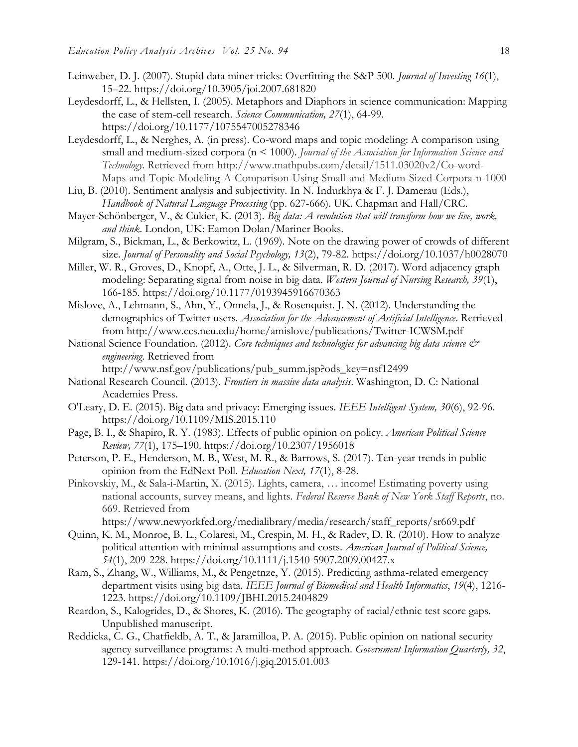Leinweber, D. J. (2007). Stupid data miner tricks: Overfitting the S&P 500. *Journal of Investing 16*(1), 15–22. https://doi.org/10.3905/joi.2007.681820

Leydesdorff, L., & Hellsten, I. (2005). Metaphors and Diaphors in science communication: Mapping the case of stem-cell research. *Science Communication, 27*(1), 64-99. https://doi.org/10.1177/1075547005278346

Leydesdorff, L., & Nerghes, A. (in press). Co-word maps and topic modeling: A comparison using small and medium-sized corpora (n < 1000). *Journal of the Association for Information Science and Technology*. Retrieved from http://www.mathpubs.com/detail/1511.03020v2/Co-word-Maps-and-Topic-Modeling-A-Comparison-Using-Small-and-Medium-Sized-Corpora-n-1000

Liu, B. (2010). Sentiment analysis and subjectivity. In N. Indurkhya & F. J. Damerau (Eds.), *Handbook of Natural Language Processing* (pp. 627-666). UK. Chapman and Hall/CRC.

Mayer-Schönberger, V., & Cukier, K. (2013). *Big data: A revolution that will transform how we live, work, and think*. London, UK: Eamon Dolan/Mariner Books.

Milgram, S., Bickman, L., & Berkowitz, L. (1969). Note on the drawing power of crowds of different size. *Journal of Personality and Social Psychology, 13*(2), 79-82. https://doi.org/10.1037/h0028070

Miller, W. R., Groves, D., Knopf, A., Otte, J. L., & Silverman, R. D. (2017). Word adjacency graph modeling: Separating signal from noise in big data. *Western Journal of Nursing Research, 39*(1), 166-185. https://doi.org/10.1177/0193945916670363

Mislove, A., Lehmann, S., Ahn, Y., Onnela, J., & Rosenquist. J. N. (2012). Understanding the demographics of Twitter users. *Association for the Advancement of Artificial Intelligence*. Retrieved from http://www.ccs.neu.edu/home/amislove/publications/Twitter-ICWSM.pdf

National Science Foundation. (2012). *Core techniques and technologies for advancing big data science & engineering*. Retrieved from http://www.nsf.gov/publications/pub_summ.jsp?ods_key=nsf12499

National Research Council. (2013). *Frontiers in massive data analysis*. Washington, D. C: National Academies Press.

O'Leary, D. E. (2015). Big data and privacy: Emerging issues. *IEEE Intelligent System, 30*(6), 92-96. https://doi.org/10.1109/MIS.2015.110

Page, B. I., & Shapiro, R. Y. (1983). Effects of public opinion on policy. *American Political Science Review, 77*(1), 175–190. https://doi.org/10.2307/1956018

Peterson, P. E., Henderson, M. B., West, M. R., & Barrows, S. (2017). Ten-year trends in public opinion from the EdNext Poll. *Education Next, 17*(1), 8-28.

Pinkovskiy, M., & Sala-i-Martin, X. (2015). Lights, camera, … income! Estimating poverty using national accounts, survey means, and lights. *Federal Reserve Bank of New York Staff Reports*, no. 669. Retrieved from https://www.newyorkfed.org/medialibrary/media/research/staff_reports/sr669.pdf

Quinn, K. M., Monroe, B. L., Colaresi, M., Crespin, M. H., & Radev, D. R. (2010). How to analyze political attention with minimal assumptions and costs. *American Journal of Political Science, 54*(1), 209-228. https://doi.org/10.1111/j.1540-5907.2009.00427.x

Ram, S., Zhang, W., Williams, M., & Pengetnze, Y. (2015). Predicting asthma-related emergency department visits using big data. *IEEE Journal of Biomedical and Health Informatics*, *19*(4), 1216-1223. https://doi.org/10.1109/JBHI.2015.2404829

Reardon, S., Kalogrides, D., & Shores, K. (2016). The geography of racial/ethnic test score gaps. Unpublished manuscript.

Reddicka, C. G., Chatfieldb, A. T., & Jaramilloa, P. A. (2015). Public opinion on national security agency surveillance programs: A multi-method approach. *Government Information Quarterly, 32*, 129-141. https://doi.org/10.1016/j.giq.2015.01.003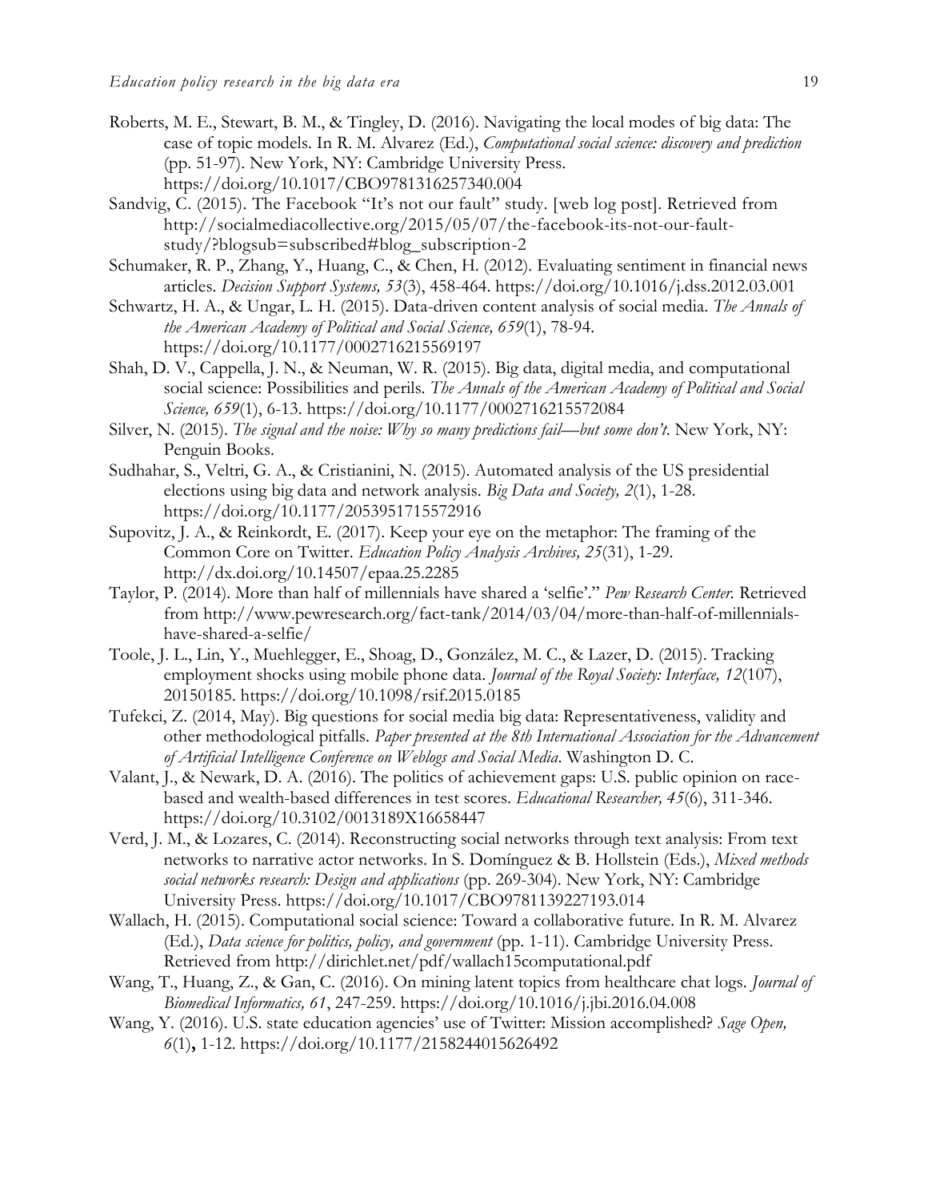Roberts, M. E., Stewart, B. M., & Tingley, D. (2016). Navigating the local modes of big data: The case of topic models. In R. M. Alvarez (Ed.), *Computational social science: discovery and prediction* (pp. 51-97). New York, NY: Cambridge University Press. https://doi.org/10.1017/CBO9781316257340.004

Sandvig, C. (2015). The Facebook "It's not our fault" study. [web log post]. Retrieved from http://socialmediacollective.org/2015/05/07/the-facebook-its-not-our-fault-study/?blogsub=subscribed#blog_subscription-2

Schumaker, R. P., Zhang, Y., Huang, C., & Chen, H. (2012). Evaluating sentiment in financial news articles. *Decision Support Systems, 53*(3), 458-464. https://doi.org/10.1016/j.dss.2012.03.001

Schwartz, H. A., & Ungar, L. H. (2015). Data-driven content analysis of social media. *The Annals of the American Academy of Political and Social Science, 659*(1), 78-94. https://doi.org/10.1177/0002716215569197

Shah, D. V., Cappella, J. N., & Neuman, W. R. (2015). Big data, digital media, and computational social science: Possibilities and perils. *The Annals of the American Academy of Political and Social Science, 659*(1), 6-13. https://doi.org/10.1177/0002716215572084

Silver, N. (2015). *The signal and the noise: Why so many predictions fail—but some don't*. New York, NY: Penguin Books.

Sudhahar, S., Veltri, G. A., & Cristianini, N. (2015). Automated analysis of the US presidential elections using big data and network analysis. *Big Data and Society, 2*(1), 1-28. https://doi.org/10.1177/2053951715572916

Supovitz, J. A., & Reinkordt, E. (2017). Keep your eye on the metaphor: The framing of the Common Core on Twitter. *Education Policy Analysis Archives, 25*(31), 1-29. http://dx.doi.org/10.14507/epaa.25.2285

Taylor, P. (2014). More than half of millennials have shared a 'selfie'." *Pew Research Center.* Retrieved from http://www.pewresearch.org/fact-tank/2014/03/04/more-than-half-of-millennials-have-shared-a-selfie/

Toole, J. L., Lin, Y., Muehlegger, E., Shoag, D., González, M. C., & Lazer, D. (2015). Tracking employment shocks using mobile phone data. *Journal of the Royal Society: Interface, 12*(107), 20150185. https://doi.org/10.1098/rsif.2015.0185

Tufekci, Z. (2014, May). Big questions for social media big data: Representativeness, validity and other methodological pitfalls. *Paper presented at the 8th International Association for the Advancement of Artificial Intelligence Conference on Weblogs and Social Media*. Washington D. C.

Valant, J., & Newark, D. A. (2016). The politics of achievement gaps: U.S. public opinion on race-based and wealth-based differences in test scores. *Educational Researcher, 45*(6), 311-346. https://doi.org/10.3102/0013189X16658447

Verd, J. M., & Lozares, C. (2014). Reconstructing social networks through text analysis: From text networks to narrative actor networks. In S. Domínguez & B. Hollstein (Eds.), *Mixed methods social networks research: Design and applications* (pp. 269-304). New York, NY: Cambridge University Press. https://doi.org/10.1017/CBO9781139227193.014

Wallach, H. (2015). Computational social science: Toward a collaborative future. In R. M. Alvarez (Ed.), *Data science for politics, policy, and government* (pp. 1-11). Cambridge University Press. Retrieved from http://dirichlet.net/pdf/wallach15computational.pdf

Wang, T., Huang, Z., & Gan, C. (2016). On mining latent topics from healthcare chat logs. *Journal of Biomedical Informatics, 61*, 247-259. https://doi.org/10.1016/j.jbi.2016.04.008

Wang, Y. (2016). U.S. state education agencies' use of Twitter: Mission accomplished? *Sage Open, 6*(1)**,** 1-12. https://doi.org/10.1177/2158244015626492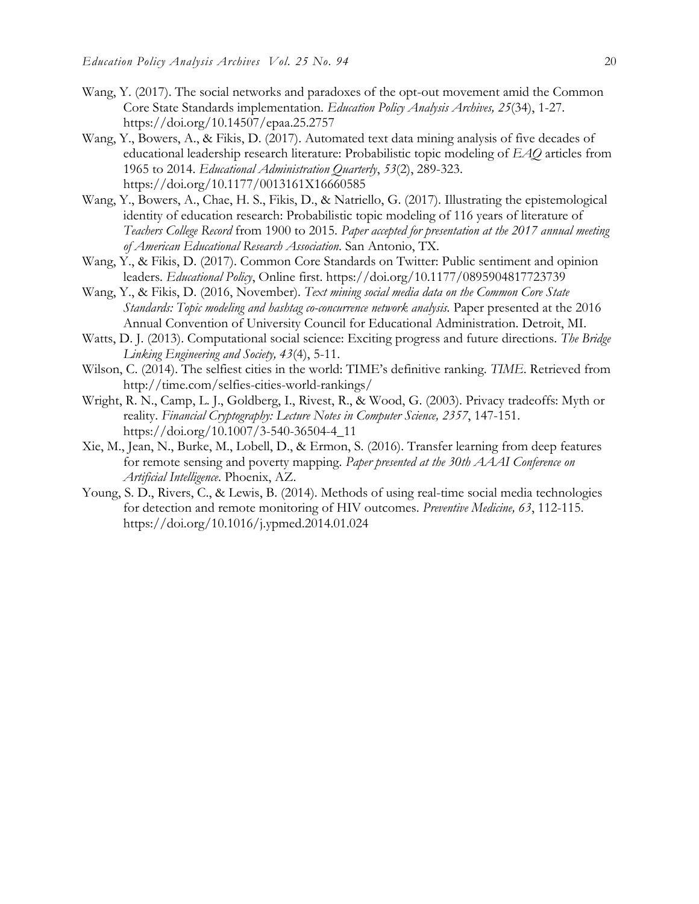Wang, Y. (2017). The social networks and paradoxes of the opt-out movement amid the Common Core State Standards implementation. *Education Policy Analysis Archives, 25*(34), 1-27. https://doi.org/10.14507/epaa.25.2757

Wang, Y., Bowers, A., & Fikis, D. (2017). Automated text data mining analysis of five decades of educational leadership research literature: Probabilistic topic modeling of *EAQ* articles from 1965 to 2014. *Educational Administration Quarterly*, *53*(2), 289-323. https://doi.org/10.1177/0013161X16660585

Wang, Y., Bowers, A., Chae, H. S., Fikis, D., & Natriello, G. (2017). Illustrating the epistemological identity of education research: Probabilistic topic modeling of 116 years of literature of *Teachers College Record* from 1900 to 2015. *Paper accepted for presentation at the 2017 annual meeting of American Educational Research Association*. San Antonio, TX.

Wang, Y., & Fikis, D. (2017). Common Core Standards on Twitter: Public sentiment and opinion leaders. *Educational Policy*, Online first. https://doi.org/10.1177/0895904817723739

Wang, Y., & Fikis, D. (2016, November). *Text mining social media data on the Common Core State Standards: Topic modeling and hashtag co-concurrence network analysis.* Paper presented at the 2016 Annual Convention of University Council for Educational Administration. Detroit, MI.

Watts, D. J. (2013). Computational social science: Exciting progress and future directions. *The Bridge Linking Engineering and Society, 43*(4), 5-11.

Wilson, C. (2014). The selfiest cities in the world: TIME's definitive ranking. *TIME*. Retrieved from http://time.com/selfies-cities-world-rankings/

Wright, R. N., Camp, L. J., Goldberg, I., Rivest, R., & Wood, G. (2003). Privacy tradeoffs: Myth or reality. *Financial Cryptography: Lecture Notes in Computer Science, 2357*, 147-151. https://doi.org/10.1007/3-540-36504-4_11

Xie, M., Jean, N., Burke, M., Lobell, D., & Ermon, S. (2016). Transfer learning from deep features for remote sensing and poverty mapping. *Paper presented at the 30th AAAI Conference on Artificial Intelligence*. Phoenix, AZ.

Young, S. D., Rivers, C., & Lewis, B. (2014). Methods of using real-time social media technologies for detection and remote monitoring of HIV outcomes. *Preventive Medicine, 63*, 112-115. https://doi.org/10.1016/j.ypmed.2014.01.024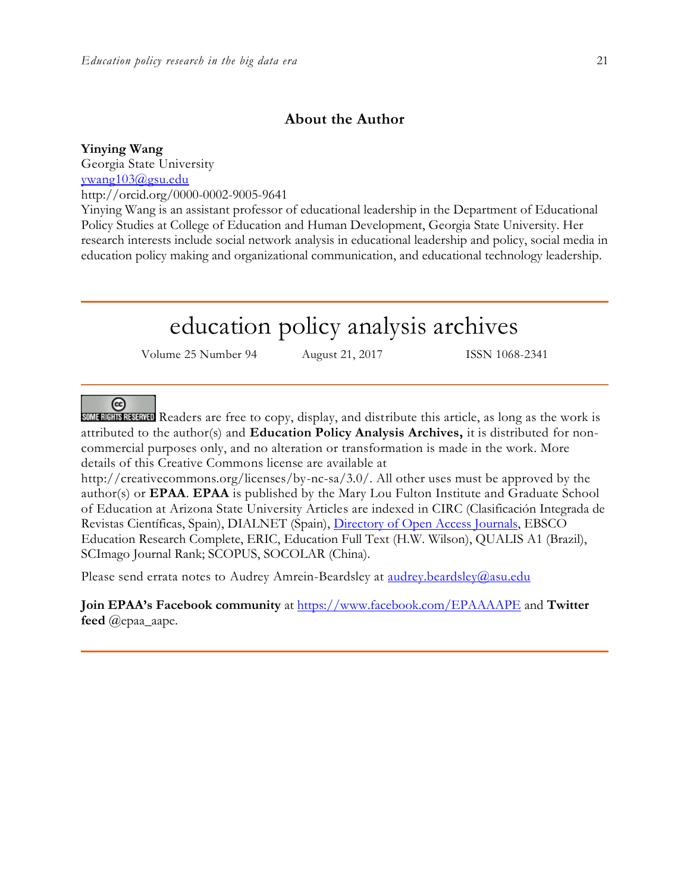## About the Author

**Yinying Wang**
Georgia State University
ywang103@gsu.edu
http://orcid.org/0000-0002-9005-9641
Yinying Wang is an assistant professor of educational leadership in the Department of Educational Policy Studies at College of Education and Human Development, Georgia State University. Her research interests include social network analysis in educational leadership and policy, social media in education policy making and organizational communication, and educational technology leadership.

---

# education policy analysis archives

Volume 25 Number 94 August 21, 2017 ISSN 1068-2341

---

Readers are free to copy, display, and distribute this article, as long as the work is attributed to the author(s) and **Education Policy Analysis Archives,** it is distributed for non-commercial purposes only, and no alteration or transformation is made in the work. More details of this Creative Commons license are available at http://creativecommons.org/licenses/by-nc-sa/3.0/. All other uses must be approved by the author(s) or **EPAA**. **EPAA** is published by the Mary Lou Fulton Institute and Graduate School of Education at Arizona State University Articles are indexed in CIRC (Clasificación Integrada de Revistas Científicas, Spain), DIALNET (Spain), Directory of Open Access Journals, EBSCO Education Research Complete, ERIC, Education Full Text (H.W. Wilson), QUALIS A1 (Brazil), SCImago Journal Rank; SCOPUS, SOCOLAR (China).

Please send errata notes to Audrey Amrein-Beardsley at audrey.beardsley@asu.edu

**Join EPAA's Facebook community** at https://www.facebook.com/EPAAAAPE and **Twitter feed** @epaa_aape.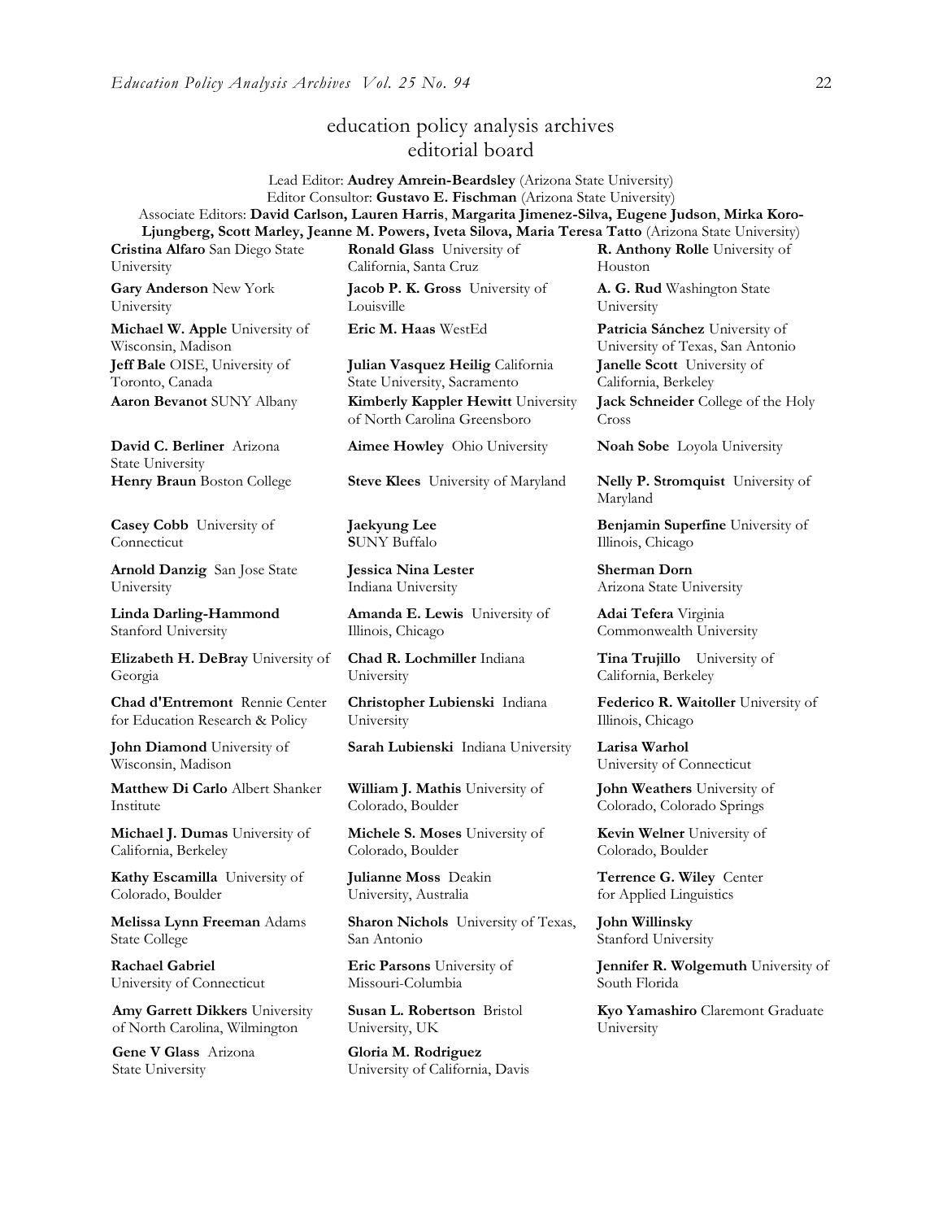## education policy analysis archives
## editorial board

Lead Editor: **Audrey Amrein-Beardsley** (Arizona State University)
Editor Consultor: **Gustavo E. Fischman** (Arizona State University)
Associate Editors: **David Carlson, Lauren Harris**, **Margarita Jimenez-Silva, Eugene Judson**, **Mirka Koro-Ljungberg, Scott Marley, Jeanne M. Powers, Iveta Silova, Maria Teresa Tatto** (Arizona State University)

**Cristina Alfaro** San Diego State University

**Gary Anderson** New York University

**Michael W. Apple** University of Wisconsin, Madison

**Jeff Bale** OISE, University of Toronto, Canada

**Aaron Bevanot** SUNY Albany

**David C. Berliner** Arizona State University

**Henry Braun** Boston College

**Casey Cobb** University of Connecticut

**Arnold Danzig** San Jose State University

**Linda Darling-Hammond** Stanford University

**Elizabeth H. DeBray** University of Georgia

**Chad d'Entremont** Rennie Center for Education Research & Policy

**John Diamond** University of Wisconsin, Madison

**Matthew Di Carlo** Albert Shanker Institute

**Michael J. Dumas** University of California, Berkeley

**Kathy Escamilla** University of Colorado, Boulder

**Melissa Lynn Freeman** Adams State College

**Rachael Gabriel** University of Connecticut

**Amy Garrett Dikkers** University of North Carolina, Wilmington

**Gene V Glass** Arizona State University

**Ronald Glass** University of California, Santa Cruz

**Jacob P. K. Gross** University of Louisville

**Eric M. Haas** WestEd

**Julian Vasquez Heilig** California State University, Sacramento

**Kimberly Kappler Hewitt** University of North Carolina Greensboro

**Aimee Howley** Ohio University

**Steve Klees** University of Maryland

**Jaekyung Lee** **S**UNY Buffalo

**Jessica Nina Lester** Indiana University

**Amanda E. Lewis** University of Illinois, Chicago

**Chad R. Lochmiller** Indiana University

**Christopher Lubienski** Indiana University

**Sarah Lubienski** Indiana University

**William J. Mathis** University of Colorado, Boulder

**Michele S. Moses** University of Colorado, Boulder

**Julianne Moss** Deakin University, Australia

**Sharon Nichols** University of Texas, San Antonio

**Eric Parsons** University of Missouri-Columbia

**Susan L. Robertson** Bristol University, UK

**Gloria M. Rodriguez** University of California, Davis

**R. Anthony Rolle** University of Houston

**A. G. Rud** Washington State University

**Patricia Sánchez** University of University of Texas, San Antonio

**Janelle Scott** University of California, Berkeley

**Jack Schneider** College of the Holy Cross

**Noah Sobe** Loyola University

**Nelly P. Stromquist** University of Maryland

**Benjamin Superfine** University of Illinois, Chicago

**Sherman Dorn** Arizona State University

**Adai Tefera** Virginia Commonwealth University

**Tina Trujillo** University of California, Berkeley

**Federico R. Waitoller** University of Illinois, Chicago

**Larisa Warhol** University of Connecticut

**John Weathers** University of Colorado, Colorado Springs

**Kevin Welner** University of Colorado, Boulder

**Terrence G. Wiley** Center for Applied Linguistics

**John Willinsky** Stanford University

**Jennifer R. Wolgemuth** University of South Florida

**Kyo Yamashiro** Claremont Graduate University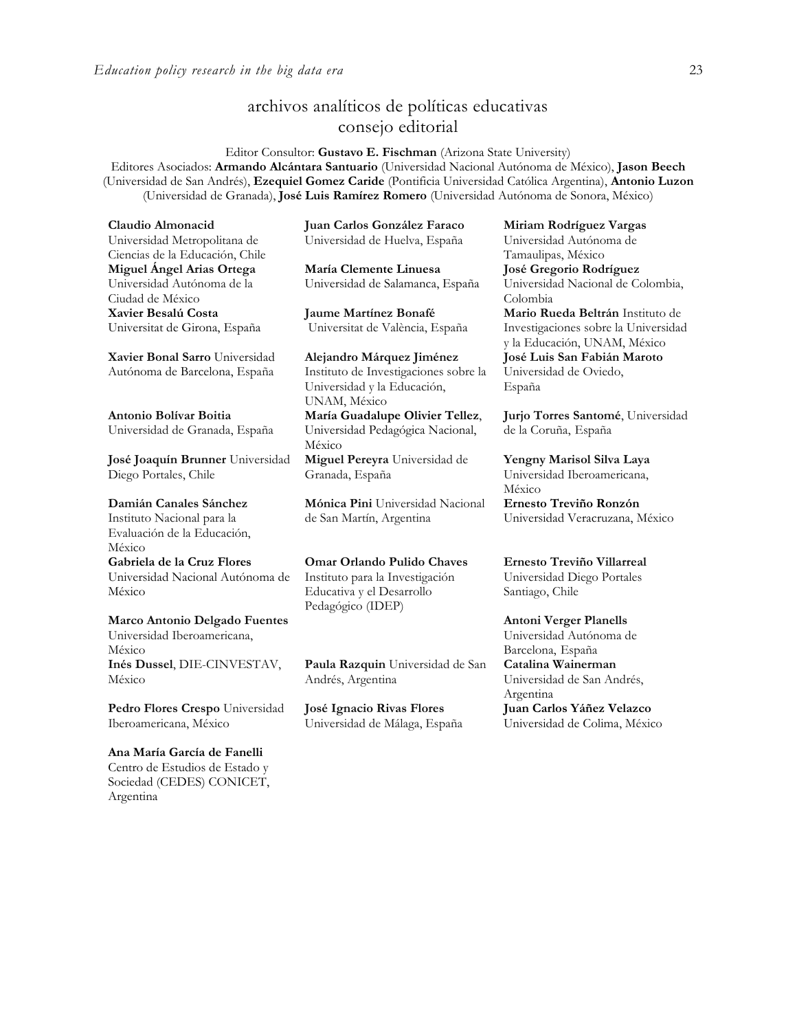## archivos analíticos de políticas educativas
## consejo editorial

Editor Consultor: **Gustavo E. Fischman** (Arizona State University)
Editores Asociados: **Armando Alcántara Santuario** (Universidad Nacional Autónoma de México), **Jason Beech** (Universidad de San Andrés), **Ezequiel Gomez Caride** (Pontificia Universidad Católica Argentina), **Antonio Luzon** (Universidad de Granada), **José Luis Ramírez Romero** (Universidad Autónoma de Sonora, México)

**Claudio Almonacid** Universidad Metropolitana de Ciencias de la Educación, Chile

**Miguel Ángel Arias Ortega** Universidad Autónoma de la Ciudad de México

**Xavier Besalú Costa** Universitat de Girona, España

**Xavier Bonal Sarro** Universidad Autónoma de Barcelona, España

**Antonio Bolívar Boitia** Universidad de Granada, España

**José Joaquín Brunner** Universidad Diego Portales, Chile

**Damián Canales Sánchez** Instituto Nacional para la Evaluación de la Educación, México

**Gabriela de la Cruz Flores** Universidad Nacional Autónoma de México

**Marco Antonio Delgado Fuentes** Universidad Iberoamericana, México

**Inés Dussel**, DIE-CINVESTAV, México

**Pedro Flores Crespo** Universidad Iberoamericana, México

**Ana María García de Fanelli** Centro de Estudios de Estado y Sociedad (CEDES) CONICET, Argentina

**Juan Carlos González Faraco** Universidad de Huelva, España

**María Clemente Linuesa** Universidad de Salamanca, España

**Jaume Martínez Bonafé** Universitat de València, España

**Alejandro Márquez Jiménez** Instituto de Investigaciones sobre la Universidad y la Educación, UNAM, México

**María Guadalupe Olivier Tellez**, Universidad Pedagógica Nacional, México

**Miguel Pereyra** Universidad de Granada, España

**Mónica Pini** Universidad Nacional de San Martín, Argentina

**Omar Orlando Pulido Chaves** Instituto para la Investigación Educativa y el Desarrollo Pedagógico (IDEP)

**Paula Razquin** Universidad de San Andrés, Argentina

**José Ignacio Rivas Flores** Universidad de Málaga, España

**Miriam Rodríguez Vargas** Universidad Autónoma de Tamaulipas, México

**José Gregorio Rodríguez** Universidad Nacional de Colombia, Colombia

**Mario Rueda Beltrán** Instituto de Investigaciones sobre la Universidad y la Educación, UNAM, México

**José Luis San Fabián Maroto** Universidad de Oviedo, España

**Jurjo Torres Santomé**, Universidad de la Coruña, España

**Yengny Marisol Silva Laya** Universidad Iberoamericana, México

**Ernesto Treviño Ronzón** Universidad Veracruzana, México

**Ernesto Treviño Villarreal** Universidad Diego Portales Santiago, Chile

**Antoni Verger Planells** Universidad Autónoma de Barcelona, España

**Catalina Wainerman** Universidad de San Andrés, Argentina

**Juan Carlos Yáñez Velazco** Universidad de Colima, México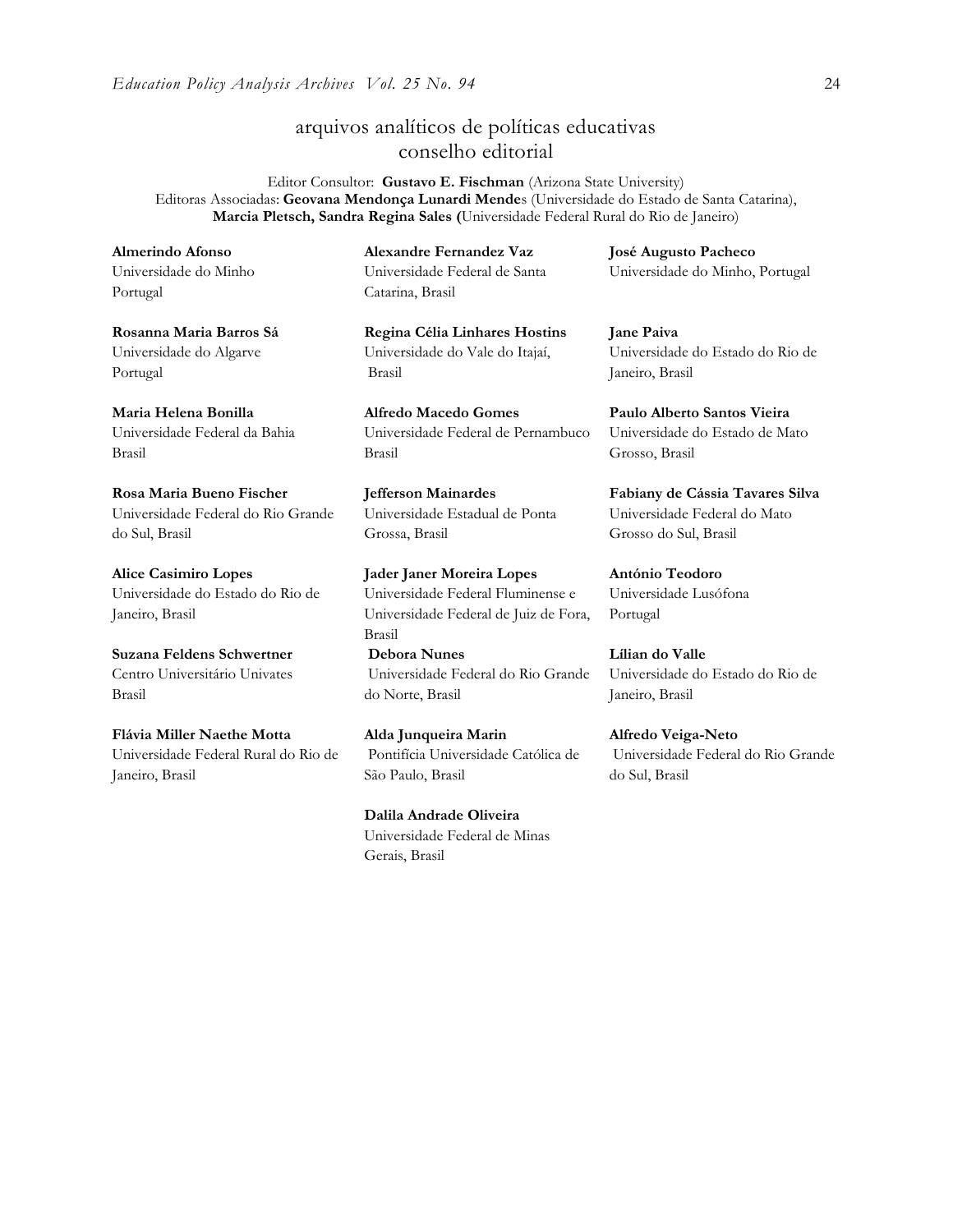## arquivos analíticos de políticas educativas
## conselho editorial

Editor Consultor: **Gustavo E. Fischman** (Arizona State University)
Editoras Associadas: **Geovana Mendonça Lunardi Mende**s (Universidade do Estado de Santa Catarina), **Marcia Pletsch, Sandra Regina Sales (**Universidade Federal Rural do Rio de Janeiro)

**Almerindo Afonso**
Universidade do Minho
Portugal

**Rosanna Maria Barros Sá**
Universidade do Algarve
Portugal

**Maria Helena Bonilla**
Universidade Federal da Bahia
Brasil

**Rosa Maria Bueno Fischer**
Universidade Federal do Rio Grande do Sul, Brasil

**Alice Casimiro Lopes**
Universidade do Estado do Rio de Janeiro, Brasil

**Suzana Feldens Schwertner**
Centro Universitário Univates
Brasil

**Flávia Miller Naethe Motta**
Universidade Federal Rural do Rio de Janeiro, Brasil

**Alexandre Fernandez Vaz**
Universidade Federal de Santa Catarina, Brasil

**Regina Célia Linhares Hostins**
Universidade do Vale do Itajaí, Brasil

**Alfredo Macedo Gomes**
Universidade Federal de Pernambuco
Brasil

**Jefferson Mainardes**
Universidade Estadual de Ponta Grossa, Brasil

**Jader Janer Moreira Lopes**
Universidade Federal Fluminense e Universidade Federal de Juiz de Fora, Brasil

**Debora Nunes**
Universidade Federal do Rio Grande do Norte, Brasil

**Alda Junqueira Marin**
Pontifícia Universidade Católica de São Paulo, Brasil

**Dalila Andrade Oliveira**
Universidade Federal de Minas Gerais, Brasil

**José Augusto Pacheco**
Universidade do Minho, Portugal

**Jane Paiva**
Universidade do Estado do Rio de Janeiro, Brasil

**Paulo Alberto Santos Vieira**
Universidade do Estado de Mato Grosso, Brasil

**Fabiany de Cássia Tavares Silva**
Universidade Federal do Mato Grosso do Sul, Brasil

**António Teodoro**
Universidade Lusófona
Portugal

**Lílian do Valle**
Universidade do Estado do Rio de Janeiro, Brasil

**Alfredo Veiga-Neto**
Universidade Federal do Rio Grande do Sul, Brasil